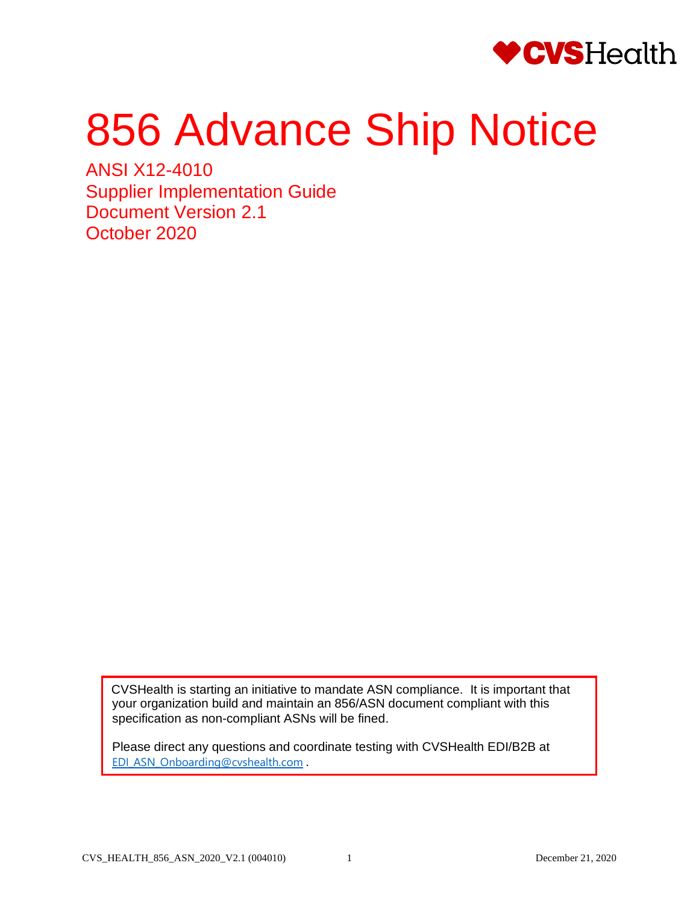CVSHealth

# 856 Advance Ship Notice

ANSI X12-4010
Supplier Implementation Guide
Document Version 2.1
October 2020

CVSHealth is starting an initiative to mandate ASN compliance. It is important that your organization build and maintain an 856/ASN document compliant with this specification as non-compliant ASNs will be fined.

Please direct any questions and coordinate testing with CVSHealth EDI/B2B at EDI_ASN_Onboarding@cvshealth.com .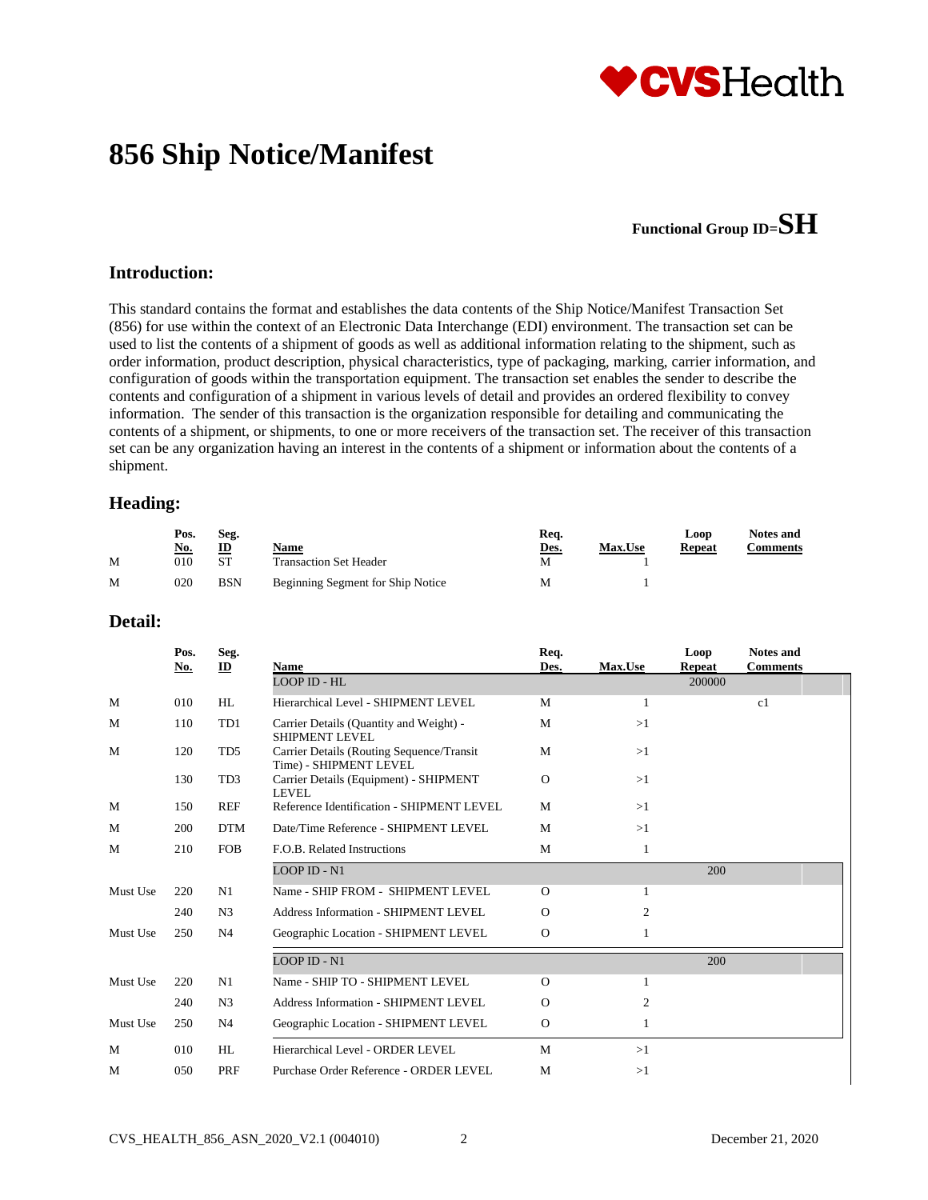# 856 Ship Notice/Manifest

**Functional Group ID=SH**

## Introduction:

This standard contains the format and establishes the data contents of the Ship Notice/Manifest Transaction Set (856) for use within the context of an Electronic Data Interchange (EDI) environment. The transaction set can be used to list the contents of a shipment of goods as well as additional information relating to the shipment, such as order information, product description, physical characteristics, type of packaging, marking, carrier information, and configuration of goods within the transportation equipment. The transaction set enables the sender to describe the contents and configuration of a shipment in various levels of detail and provides an ordered flexibility to convey information. The sender of this transaction is the organization responsible for detailing and communicating the contents of a shipment, or shipments, to one or more receivers of the transaction set. The receiver of this transaction set can be any organization having an interest in the contents of a shipment or information about the contents of a shipment.

## Heading:

| | Pos. No. | Seg. ID | Name | Req. Des. | Max.Use | Loop Repeat | Notes and Comments |
|---|---|---|---|---|---|---|---|
| M | 010 | ST | Transaction Set Header | M | 1 | | |
| M | 020 | BSN | Beginning Segment for Ship Notice | M | 1 | | |

## Detail:

| | Pos. No. | Seg. ID | Name | Req. Des. | Max.Use | Loop Repeat | Notes and Comments |
|---|---|---|---|---|---|---|---|
| | | | LOOP ID - HL | | | 200000 | |
| M | 010 | HL | Hierarchical Level - SHIPMENT LEVEL | M | 1 | | c1 |
| M | 110 | TD1 | Carrier Details (Quantity and Weight) - SHIPMENT LEVEL | M | >1 | | |
| M | 120 | TD5 | Carrier Details (Routing Sequence/Transit Time) - SHIPMENT LEVEL | M | >1 | | |
| | 130 | TD3 | Carrier Details (Equipment) - SHIPMENT LEVEL | O | >1 | | |
| M | 150 | REF | Reference Identification - SHIPMENT LEVEL | M | >1 | | |
| M | 200 | DTM | Date/Time Reference - SHIPMENT LEVEL | M | >1 | | |
| M | 210 | FOB | F.O.B. Related Instructions | M | 1 | | |
| | | | LOOP ID - N1 | | | 200 | |
| Must Use | 220 | N1 | Name - SHIP FROM - SHIPMENT LEVEL | O | 1 | | |
| | 240 | N3 | Address Information - SHIPMENT LEVEL | O | 2 | | |
| Must Use | 250 | N4 | Geographic Location - SHIPMENT LEVEL | O | 1 | | |
| | | | LOOP ID - N1 | | | 200 | |
| Must Use | 220 | N1 | Name - SHIP TO - SHIPMENT LEVEL | O | 1 | | |
| | 240 | N3 | Address Information - SHIPMENT LEVEL | O | 2 | | |
| Must Use | 250 | N4 | Geographic Location - SHIPMENT LEVEL | O | 1 | | |
| M | 010 | HL | Hierarchical Level - ORDER LEVEL | M | >1 | | |
| M | 050 | PRF | Purchase Order Reference - ORDER LEVEL | M | >1 | | |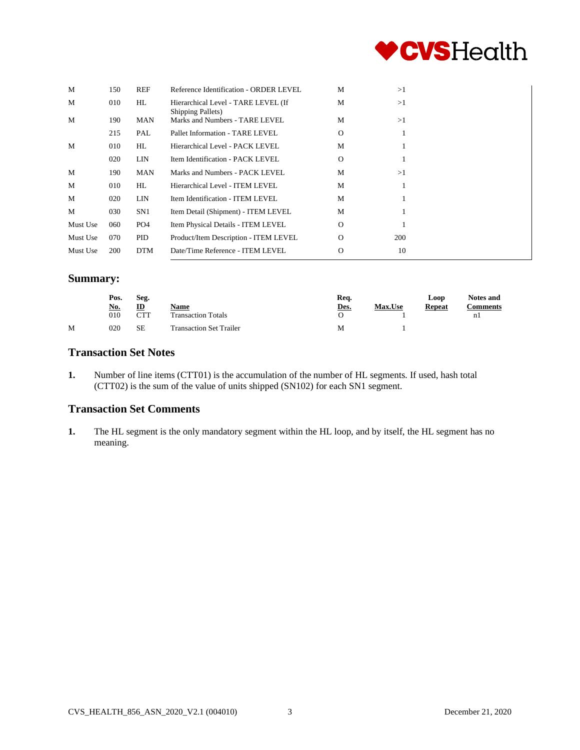| | | | | | | | |
|---|---|---|---|---|---|---|---|
| M | 150 | REF | Reference Identification - ORDER LEVEL | M | >1 | | |
| M | 010 | HL | Hierarchical Level - TARE LEVEL (If Shipping Pallets) | M | >1 | | |
| M | 190 | MAN | Marks and Numbers - TARE LEVEL | M | >1 | | |
| | 215 | PAL | Pallet Information - TARE LEVEL | O | 1 | | |
| M | 010 | HL | Hierarchical Level - PACK LEVEL | M | 1 | | |
| | 020 | LIN | Item Identification - PACK LEVEL | O | 1 | | |
| M | 190 | MAN | Marks and Numbers - PACK LEVEL | M | >1 | | |
| M | 010 | HL | Hierarchical Level - ITEM LEVEL | M | 1 | | |
| M | 020 | LIN | Item Identification - ITEM LEVEL | M | 1 | | |
| M | 030 | SN1 | Item Detail (Shipment) - ITEM LEVEL | M | 1 | | |
| Must Use | 060 | PO4 | Item Physical Details - ITEM LEVEL | O | 1 | | |
| Must Use | 070 | PID | Product/Item Description - ITEM LEVEL | O | 200 | | |
| Must Use | 200 | DTM | Date/Time Reference - ITEM LEVEL | O | 10 | | |

## Summary:

| | Pos. No. | Seg. ID | Name | Req. Des. | Max.Use | Loop Repeat | Notes and Comments |
|---|---|---|---|---|---|---|---|
| | 010 | CTT | Transaction Totals | O | 1 | | n1 |
| M | 020 | SE | Transaction Set Trailer | M | 1 | | |

## Transaction Set Notes

**1.** Number of line items (CTT01) is the accumulation of the number of HL segments. If used, hash total (CTT02) is the sum of the value of units shipped (SN102) for each SN1 segment.

## Transaction Set Comments

**1.** The HL segment is the only mandatory segment within the HL loop, and by itself, the HL segment has no meaning.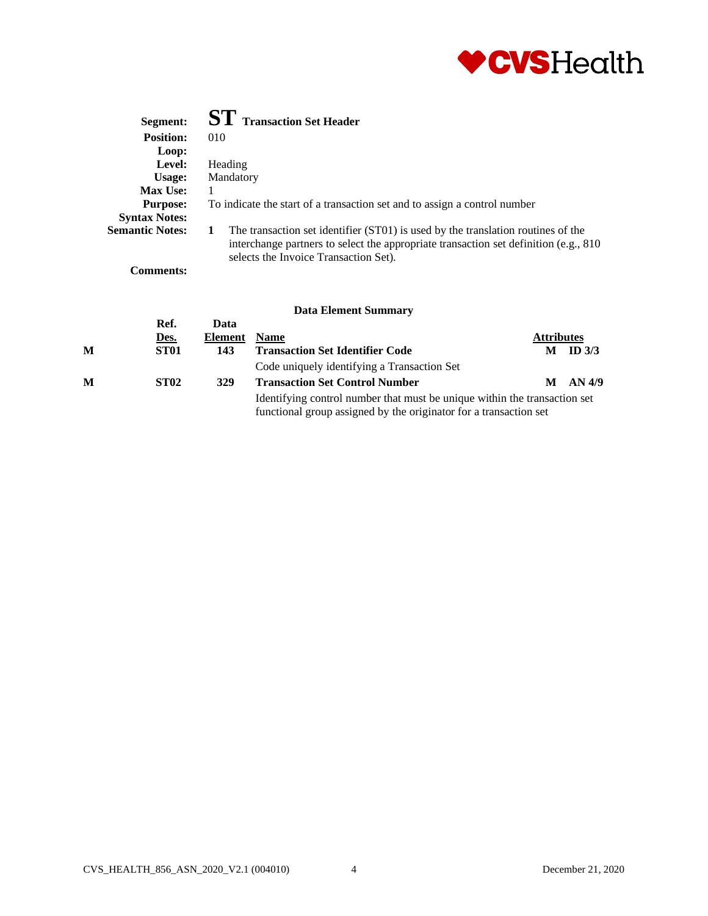**Segment:** **ST** **Transaction Set Header**
**Position:** 010
**Loop:**
**Level:** Heading
**Usage:** Mandatory
**Max Use:** 1
**Purpose:** To indicate the start of a transaction set and to assign a control number
**Syntax Notes:**
**Semantic Notes:**
**1** The transaction set identifier (ST01) is used by the translation routines of the interchange partners to select the appropriate transaction set definition (e.g., 810 selects the Invoice Transaction Set).

**Comments:**

**Data Element Summary**

| | Ref. Des. | Data Element | Name | Attributes |
|---|---|---|---|---|
| **M** | **ST01** | **143** | **Transaction Set Identifier Code** | **M ID 3/3** |
| | | | Code uniquely identifying a Transaction Set | |
| **M** | **ST02** | **329** | **Transaction Set Control Number** | **M AN 4/9** |
| | | | Identifying control number that must be unique within the transaction set functional group assigned by the originator for a transaction set | |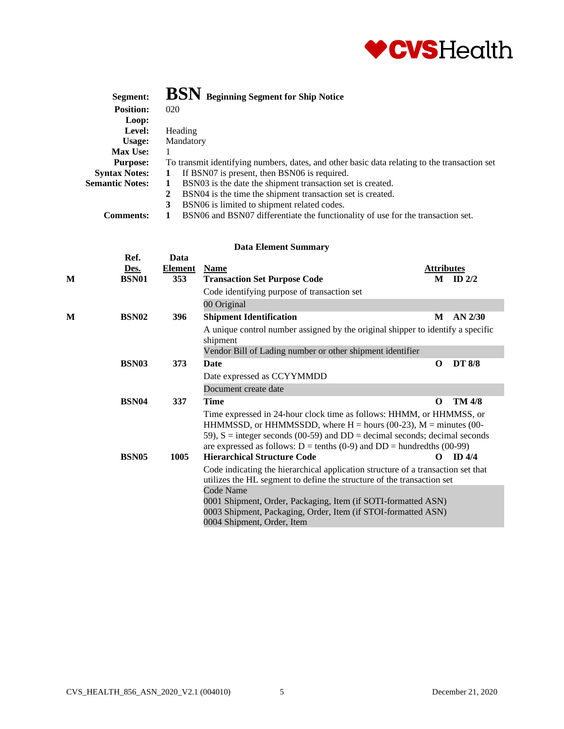**Segment:** **BSN** **Beginning Segment for Ship Notice**
**Position:** 020
**Loop:**
**Level:** Heading
**Usage:** Mandatory
**Max Use:** 1
**Purpose:** To transmit identifying numbers, dates, and other basic data relating to the transaction set
**Syntax Notes:**
1 If BSN07 is present, then BSN06 is required.

**Semantic Notes:**
1 BSN03 is the date the shipment transaction set is created.
2 BSN04 is the time the shipment transaction set is created.
3 BSN06 is limited to shipment related codes.

**Comments:**
1 BSN06 and BSN07 differentiate the functionality of use for the transaction set.

### Data Element Summary

| | Ref. Des. | Data Element | Name | Attributes |
|---|---|---|---|---|
| M | BSN01 | 353 | **Transaction Set Purpose Code** | M ID 2/2 |
| | | | Code identifying purpose of transaction set | |
| | | | 00 Original | |
| M | BSN02 | 396 | **Shipment Identification** | M AN 2/30 |
| | | | A unique control number assigned by the original shipper to identify a specific shipment | |
| | | | Vendor Bill of Lading number or other shipment identifier | |
| | BSN03 | 373 | **Date** | O DT 8/8 |
| | | | Date expressed as CCYYMMDD | |
| | | | Document create date | |
| | BSN04 | 337 | **Time** | O TM 4/8 |
| | | | Time expressed in 24-hour clock time as follows: HHMM, or HHMMSS, or HHMMSSD, or HHMMSSDD, where H = hours (00-23), M = minutes (00-59), S = integer seconds (00-59) and DD = decimal seconds; decimal seconds are expressed as follows: D = tenths (0-9) and DD = hundredths (00-99) | |
| | BSN05 | 1005 | **Hierarchical Structure Code** | O ID 4/4 |
| | | | Code indicating the hierarchical application structure of a transaction set that utilizes the HL segment to define the structure of the transaction set | |
| | | | Code Name<br>0001 Shipment, Order, Packaging, Item (if SOTI-formatted ASN)<br>0003 Shipment, Packaging, Order, Item (if STOI-formatted ASN)<br>0004 Shipment, Order, Item | |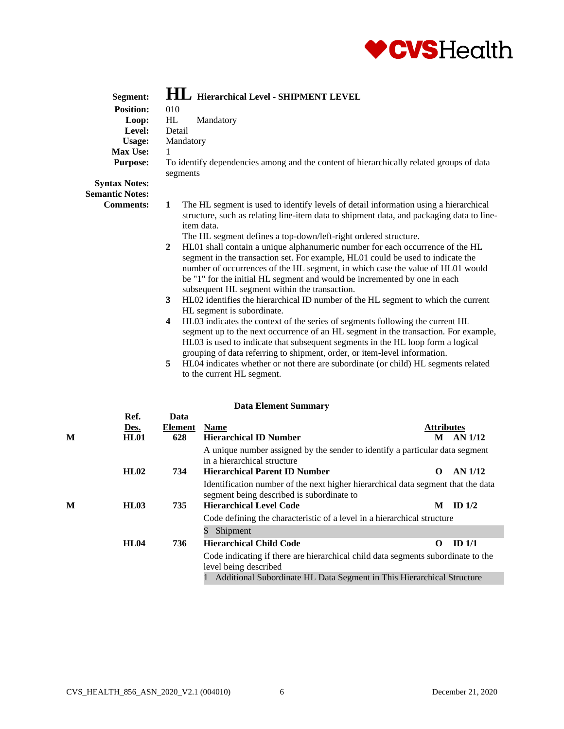**Segment:** **HL** **Hierarchical Level - SHIPMENT LEVEL**
**Position:** 010
**Loop:** HL Mandatory
**Level:** Detail
**Usage:** Mandatory
**Max Use:** 1
**Purpose:** To identify dependencies among and the content of hierarchically related groups of data segments
**Syntax Notes:**
**Semantic Notes:**
**Comments:**

1. The HL segment is used to identify levels of detail information using a hierarchical structure, such as relating line-item data to shipment data, and packaging data to line-item data.
   The HL segment defines a top-down/left-right ordered structure.
2. HL01 shall contain a unique alphanumeric number for each occurrence of the HL segment in the transaction set. For example, HL01 could be used to indicate the number of occurrences of the HL segment, in which case the value of HL01 would be "1" for the initial HL segment and would be incremented by one in each subsequent HL segment within the transaction.
3. HL02 identifies the hierarchical ID number of the HL segment to which the current HL segment is subordinate.
4. HL03 indicates the context of the series of segments following the current HL segment up to the next occurrence of an HL segment in the transaction. For example, HL03 is used to indicate that subsequent segments in the HL loop form a logical grouping of data referring to shipment, order, or item-level information.
5. HL04 indicates whether or not there are subordinate (or child) HL segments related to the current HL segment.

**Data Element Summary**

| | Ref. Des. | Data Element | Name | | Attributes |
|---|---|---|---|---|---|
| M | **HL01** | **628** | **Hierarchical ID Number** | **M** | **AN 1/12** |
| | | | A unique number assigned by the sender to identify a particular data segment in a hierarchical structure | | |
| | **HL02** | **734** | **Hierarchical Parent ID Number** | **O** | **AN 1/12** |
| | | | Identification number of the next higher hierarchical data segment that the data segment being described is subordinate to | | |
| M | **HL03** | **735** | **Hierarchical Level Code** | **M** | **ID 1/2** |
| | | | Code defining the characteristic of a level in a hierarchical structure | | |
| | | | S Shipment | | |
| | **HL04** | **736** | **Hierarchical Child Code** | **O** | **ID 1/1** |
| | | | Code indicating if there are hierarchical child data segments subordinate to the level being described | | |
| | | | 1 Additional Subordinate HL Data Segment in This Hierarchical Structure | | |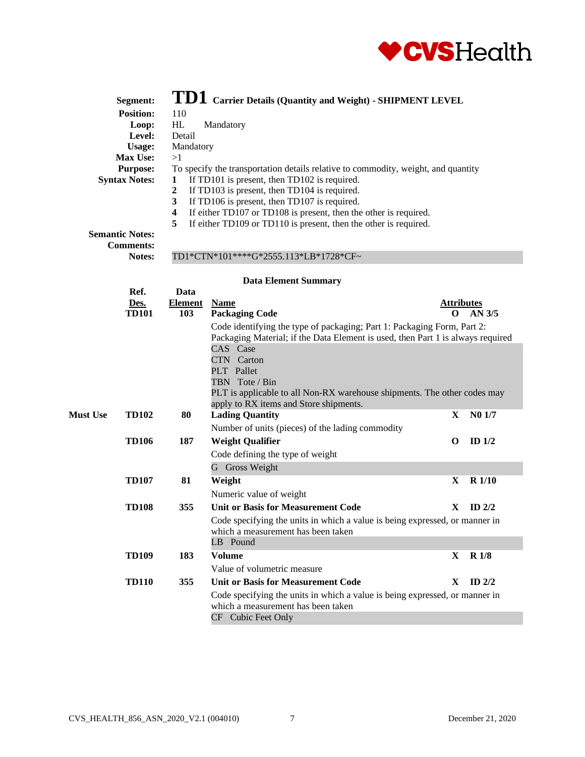**Segment:** **TD1** **Carrier Details (Quantity and Weight) - SHIPMENT LEVEL**
**Position:** 110
**Loop:** HL Mandatory
**Level:** Detail
**Usage:** Mandatory
**Max Use:** >1
**Purpose:** To specify the transportation details relative to commodity, weight, and quantity
**Syntax Notes:**
1. If TD101 is present, then TD102 is required.
2. If TD103 is present, then TD104 is required.
3. If TD106 is present, then TD107 is required.
4. If either TD107 or TD108 is present, then the other is required.
5. If either TD109 or TD110 is present, then the other is required.

**Semantic Notes:**
**Comments:**
**Notes:** TD1*CTN*101****G*2555.113*LB*1728*CF~

**Data Element Summary**

| | Ref. Des. | Data Element | Name | | Attributes |
|---|---|---|---|---|---|
| | **TD101** | **103** | **Packaging Code** | **O** | **AN 3/5** |
| | | | Code identifying the type of packaging; Part 1: Packaging Form, Part 2: Packaging Material; if the Data Element is used, then Part 1 is always required | | |
| | | | CAS Case | | |
| | | | CTN Carton | | |
| | | | PLT Pallet | | |
| | | | TBN Tote / Bin | | |
| | | | PLT is applicable to all Non-RX warehouse shipments. The other codes may apply to RX items and Store shipments. | | |
| **Must Use** | **TD102** | **80** | **Lading Quantity** | **X** | **N0 1/7** |
| | | | Number of units (pieces) of the lading commodity | | |
| | **TD106** | **187** | **Weight Qualifier** | **O** | **ID 1/2** |
| | | | Code defining the type of weight | | |
| | | | G Gross Weight | | |
| | **TD107** | **81** | **Weight** | **X** | **R 1/10** |
| | | | Numeric value of weight | | |
| | **TD108** | **355** | **Unit or Basis for Measurement Code** | **X** | **ID 2/2** |
| | | | Code specifying the units in which a value is being expressed, or manner in which a measurement has been taken | | |
| | | | LB Pound | | |
| | **TD109** | **183** | **Volume** | **X** | **R 1/8** |
| | | | Value of volumetric measure | | |
| | **TD110** | **355** | **Unit or Basis for Measurement Code** | **X** | **ID 2/2** |
| | | | Code specifying the units in which a value is being expressed, or manner in which a measurement has been taken | | |
| | | | CF Cubic Feet Only | | |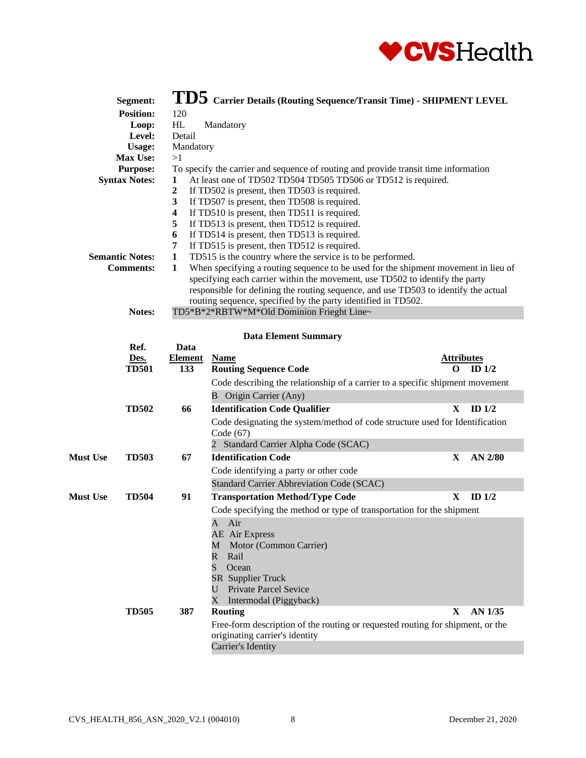**Segment:** **TD5** **Carrier Details (Routing Sequence/Transit Time) - SHIPMENT LEVEL**

**Position:** 120

**Loop:** HL Mandatory

**Level:** Detail

**Usage:** Mandatory

**Max Use:** >1

**Purpose:** To specify the carrier and sequence of routing and provide transit time information

**Syntax Notes:**
1. At least one of TD502 TD504 TD505 TD506 or TD512 is required.
2. If TD502 is present, then TD503 is required.
3. If TD507 is present, then TD508 is required.
4. If TD510 is present, then TD511 is required.
5. If TD513 is present, then TD512 is required.
6. If TD514 is present, then TD513 is required.
7. If TD515 is present, then TD512 is required.

**Semantic Notes:**
1. TD515 is the country where the service is to be performed.

**Comments:**
1. When specifying a routing sequence to be used for the shipment movement in lieu of specifying each carrier within the movement, use TD502 to identify the party responsible for defining the routing sequence, and use TD503 to identify the actual routing sequence, specified by the party identified in TD502.

**Notes:** TD5*B*2*RBTW*M*Old Dominion Frieght Line~

**Data Element Summary**

| | Ref. Des. | Data Element | Name | Attributes | |
|---|---|---|---|---|---|
| | **TD501** | **133** | **Routing Sequence Code** | **O** | **ID 1/2** |
| | | | Code describing the relationship of a carrier to a specific shipment movement | | |
| | | | B Origin Carrier (Any) | | |
| | **TD502** | **66** | **Identification Code Qualifier** | **X** | **ID 1/2** |
| | | | Code designating the system/method of code structure used for Identification Code (67) | | |
| | | | 2 Standard Carrier Alpha Code (SCAC) | | |
| **Must Use** | **TD503** | **67** | **Identification Code** | **X** | **AN 2/80** |
| | | | Code identifying a party or other code | | |
| | | | Standard Carrier Abbreviation Code (SCAC) | | |
| **Must Use** | **TD504** | **91** | **Transportation Method/Type Code** | **X** | **ID 1/2** |
| | | | Code specifying the method or type of transportation for the shipment | | |
| | | | A Air<br>AE Air Express<br>M Motor (Common Carrier)<br>R Rail<br>S Ocean<br>SR Supplier Truck<br>U Private Parcel Sevice<br>X Intermodal (Piggyback) | | |
| | **TD505** | **387** | **Routing** | **X** | **AN 1/35** |
| | | | Free-form description of the routing or requested routing for shipment, or the originating carrier's identity | | |
| | | | Carrier's Identity | | |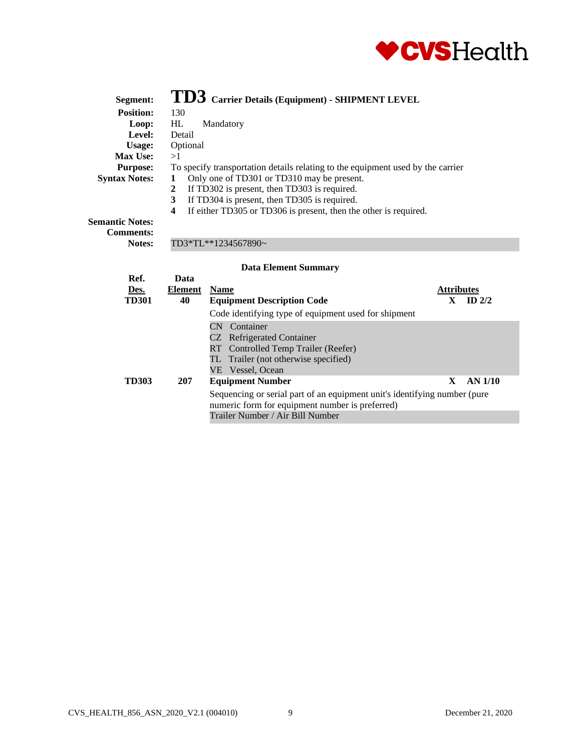**Segment:** **TD3** **Carrier Details (Equipment) - SHIPMENT LEVEL**

**Position:** 130

**Loop:** HL Mandatory

**Level:** Detail

**Usage:** Optional

**Max Use:** >1

**Purpose:** To specify transportation details relating to the equipment used by the carrier

**Syntax Notes:**

1. Only one of TD301 or TD310 may be present.
2. If TD302 is present, then TD303 is required.
3. If TD304 is present, then TD305 is required.
4. If either TD305 or TD306 is present, then the other is required.

**Semantic Notes:**

**Comments:**

**Notes:** TD3*TL**1234567890~

**Data Element Summary**

| Ref. Des. | Data Element | Name | Attributes | |
|---|---|---|---|---|
| **TD301** | **40** | **Equipment Description Code** | **X** | **ID 2/2** |
| | | Code identifying type of equipment used for shipment | | |
| | | CN Container<br>CZ Refrigerated Container<br>RT Controlled Temp Trailer (Reefer)<br>TL Trailer (not otherwise specified)<br>VE Vessel, Ocean | | |
| **TD303** | **207** | **Equipment Number** | **X** | **AN 1/10** |
| | | Sequencing or serial part of an equipment unit's identifying number (pure numeric form for equipment number is preferred) | | |
| | | Trailer Number / Air Bill Number | | |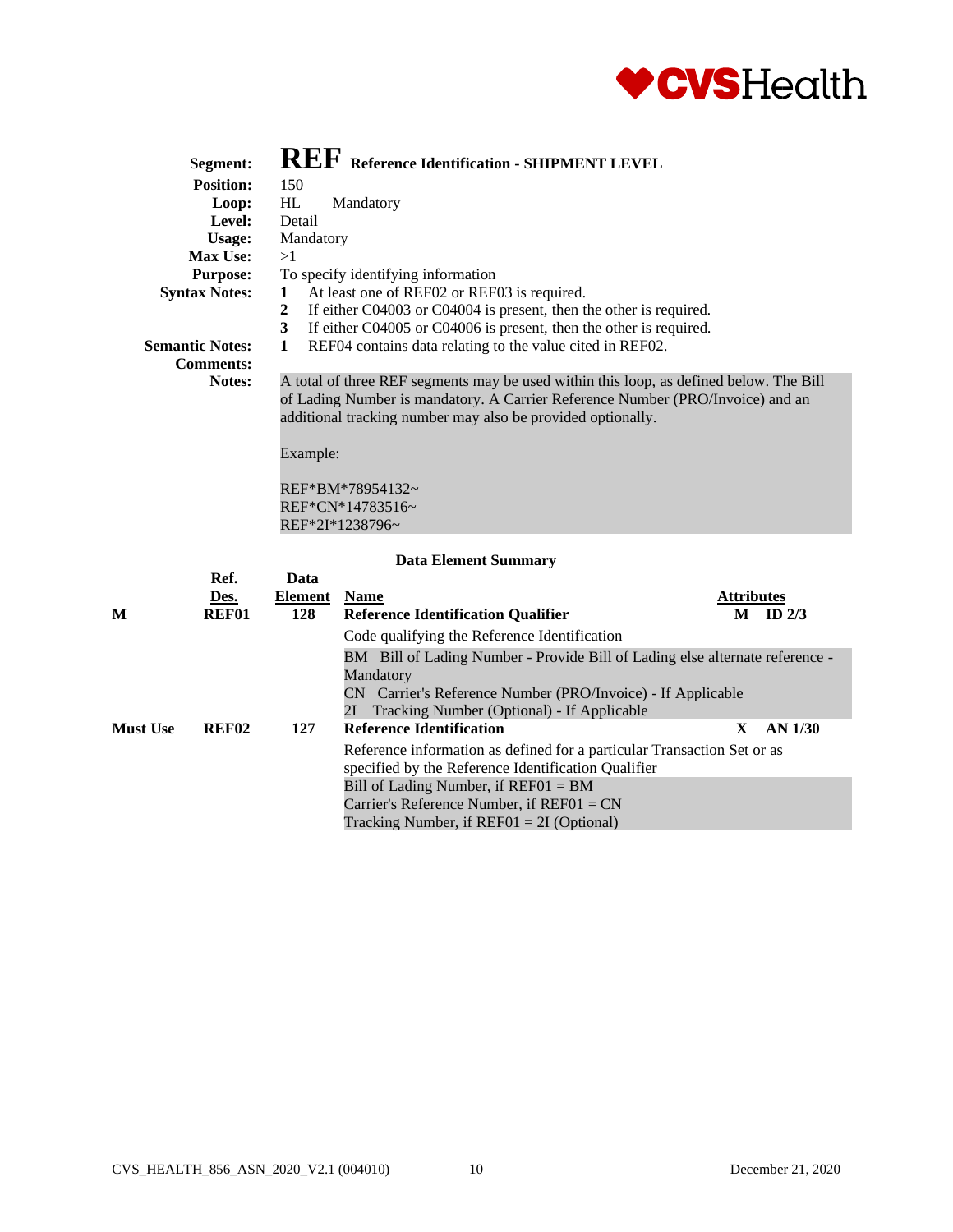**Segment:** **REF** **Reference Identification - SHIPMENT LEVEL**
**Position:** 150
**Loop:** HL Mandatory
**Level:** Detail
**Usage:** Mandatory
**Max Use:** >1
**Purpose:** To specify identifying information
**Syntax Notes:**
1. At least one of REF02 or REF03 is required.
2. If either C04003 or C04004 is present, then the other is required.
3. If either C04005 or C04006 is present, then the other is required.

**Semantic Notes:**
1. REF04 contains data relating to the value cited in REF02.

**Comments:**

**Notes:** A total of three REF segments may be used within this loop, as defined below. The Bill of Lading Number is mandatory. A Carrier Reference Number (PRO/Invoice) and an additional tracking number may also be provided optionally.

Example:

```
REF*BM*78954132~
REF*CN*14783516~
REF*2I*1238796~
```

**Data Element Summary**

| | Ref. Des. | Data Element | Name | Attributes |
|---|---|---|---|---|
| M | REF01 | 128 | **Reference Identification Qualifier**<br>Code qualifying the Reference Identification<br>BM Bill of Lading Number - Provide Bill of Lading else alternate reference - Mandatory<br>CN Carrier's Reference Number (PRO/Invoice) - If Applicable<br>2I Tracking Number (Optional) - If Applicable | M ID 2/3 |
| Must Use | REF02 | 127 | **Reference Identification**<br>Reference information as defined for a particular Transaction Set or as specified by the Reference Identification Qualifier<br>Bill of Lading Number, if REF01 = BM<br>Carrier's Reference Number, if REF01 = CN<br>Tracking Number, if REF01 = 2I (Optional) | X AN 1/30 |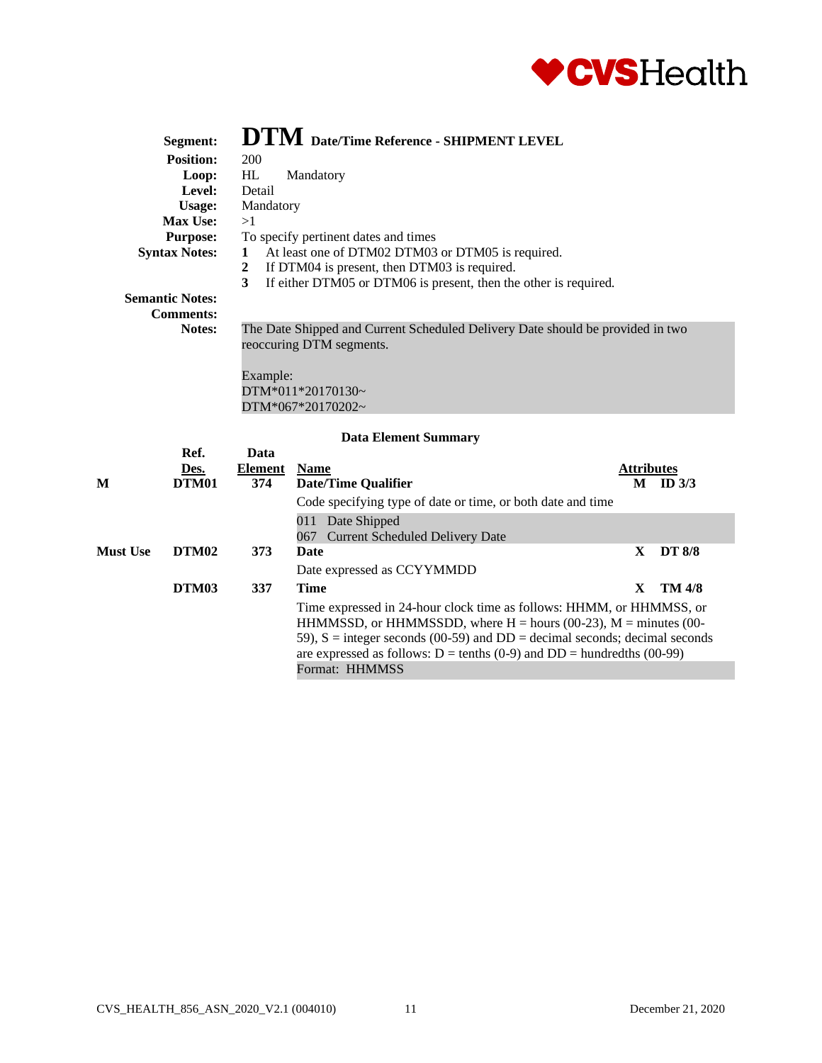**Segment:** **DTM** Date/Time Reference - SHIPMENT LEVEL
**Position:** 200
**Loop:** HL Mandatory
**Level:** Detail
**Usage:** Mandatory
**Max Use:** >1
**Purpose:** To specify pertinent dates and times
**Syntax Notes:**
1. At least one of DTM02 DTM03 or DTM05 is required.
2. If DTM04 is present, then DTM03 is required.
3. If either DTM05 or DTM06 is present, then the other is required.

**Semantic Notes:**
**Comments:**
**Notes:** The Date Shipped and Current Scheduled Delivery Date should be provided in two reoccuring DTM segments.

Example:
DTM*011*20170130~
DTM*067*20170202~

**Data Element Summary**

| | Ref. Des. | Data Element | Name | Attributes | |
|---|---|---|---|---|---|
| M | DTM01 | 374 | **Date/Time Qualifier** | M | ID 3/3 |
| | | | Code specifying type of date or time, or both date and time | | |
| | | | 011 Date Shipped<br>067 Current Scheduled Delivery Date | | |
| Must Use | DTM02 | 373 | **Date** | X | DT 8/8 |
| | | | Date expressed as CCYYMMDD | | |
| | DTM03 | 337 | **Time** | X | TM 4/8 |
| | | | Time expressed in 24-hour clock time as follows: HHMM, or HHMMSS, or HHMMSSD, or HHMMSSDD, where H = hours (00-23), M = minutes (00-59), S = integer seconds (00-59) and DD = decimal seconds; decimal seconds are expressed as follows: D = tenths (0-9) and DD = hundredths (00-99)<br>Format: HHMMSS | | |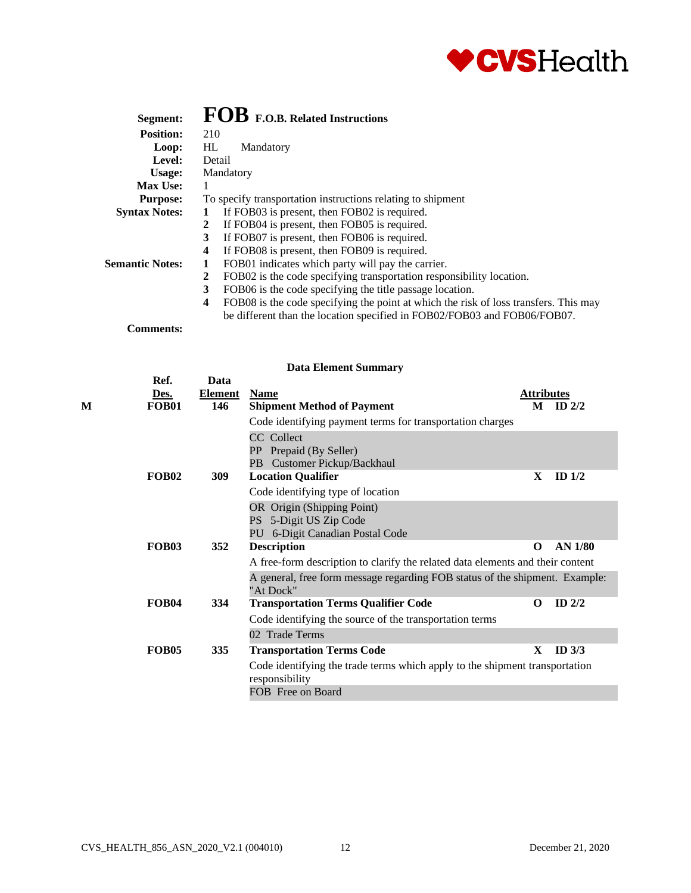**Segment:** **FOB** **F.O.B. Related Instructions**
**Position:** 210
**Loop:** HL Mandatory
**Level:** Detail
**Usage:** Mandatory
**Max Use:** 1
**Purpose:** To specify transportation instructions relating to shipment
**Syntax Notes:**
1. If FOB03 is present, then FOB02 is required.
2. If FOB04 is present, then FOB05 is required.
3. If FOB07 is present, then FOB06 is required.
4. If FOB08 is present, then FOB09 is required.

**Semantic Notes:**
1. FOB01 indicates which party will pay the carrier.
2. FOB02 is the code specifying transportation responsibility location.
3. FOB06 is the code specifying the title passage location.
4. FOB08 is the code specifying the point at which the risk of loss transfers. This may be different than the location specified in FOB02/FOB03 and FOB06/FOB07.

**Comments:**

**Data Element Summary**

| | Ref. Des. | Data Element | Name | Attributes | |
|---|---|---|---|---|---|
| M | **FOB01** | **146** | **Shipment Method of Payment** | **M** | **ID 2/2** |
| | | | Code identifying payment terms for transportation charges | | |
| | | | CC Collect<br>PP Prepaid (By Seller)<br>PB Customer Pickup/Backhaul | | |
| | **FOB02** | **309** | **Location Qualifier** | **X** | **ID 1/2** |
| | | | Code identifying type of location | | |
| | | | OR Origin (Shipping Point)<br>PS 5-Digit US Zip Code<br>PU 6-Digit Canadian Postal Code | | |
| | **FOB03** | **352** | **Description** | **O** | **AN 1/80** |
| | | | A free-form description to clarify the related data elements and their content | | |
| | | | A general, free form message regarding FOB status of the shipment. Example: "At Dock" | | |
| | **FOB04** | **334** | **Transportation Terms Qualifier Code** | **O** | **ID 2/2** |
| | | | Code identifying the source of the transportation terms | | |
| | | | 02 Trade Terms | | |
| | **FOB05** | **335** | **Transportation Terms Code** | **X** | **ID 3/3** |
| | | | Code identifying the trade terms which apply to the shipment transportation responsibility | | |
| | | | FOB Free on Board | | |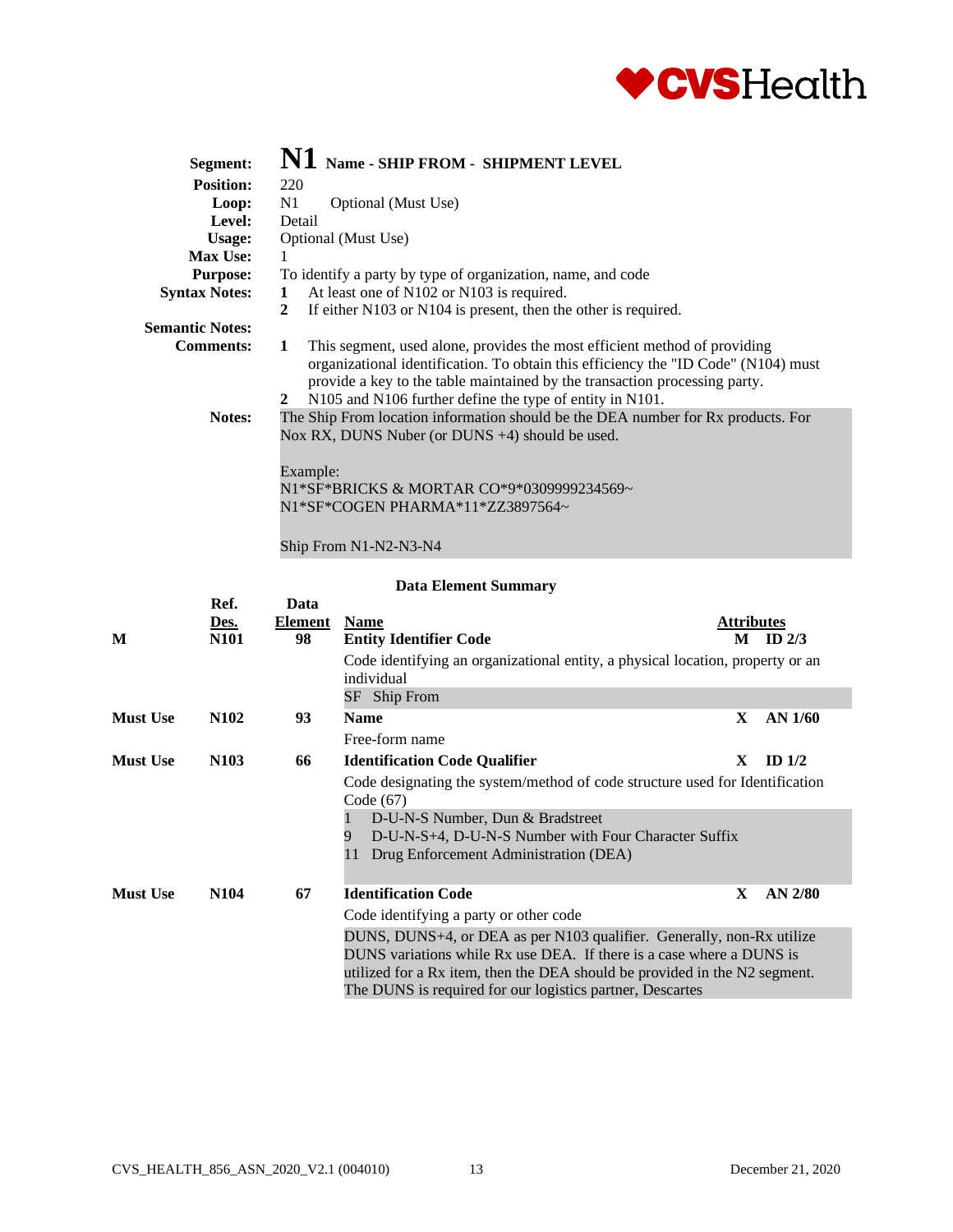# N1 Name - SHIP FROM - SHIPMENT LEVEL

**Segment:** N1 Name - SHIP FROM - SHIPMENT LEVEL
**Position:** 220
**Loop:** N1 Optional (Must Use)
**Level:** Detail
**Usage:** Optional (Must Use)
**Max Use:** 1
**Purpose:** To identify a party by type of organization, name, and code
**Syntax Notes:**
1. At least one of N102 or N103 is required.
2. If either N103 or N104 is present, then the other is required.

**Semantic Notes:**

**Comments:**
1. This segment, used alone, provides the most efficient method of providing organizational identification. To obtain this efficiency the "ID Code" (N104) must provide a key to the table maintained by the transaction processing party.
2. N105 and N106 further define the type of entity in N101.

**Notes:** The Ship From location information should be the DEA number for Rx products. For Nox RX, DUNS Nuber (or DUNS +4) should be used.

Example:
N1*SF*BRICKS & MORTAR CO*9*0309999234569~
N1*SF*COGEN PHARMA*11*ZZ3897564~

Ship From N1-N2-N3-N4

## Data Element Summary

| | Ref. Des. | Data Element | Name | Attributes |
|---|---|---|---|---|
| M | N101 | 98 | **Entity Identifier Code** | M ID 2/3 |
| | | | Code identifying an organizational entity, a physical location, property or an individual | |
| | | | SF Ship From | |
| Must Use | N102 | 93 | **Name** | X AN 1/60 |
| | | | Free-form name | |
| Must Use | N103 | 66 | **Identification Code Qualifier** | X ID 1/2 |
| | | | Code designating the system/method of code structure used for Identification Code (67) | |
| | | | 1 D-U-N-S Number, Dun & Bradstreet | |
| | | | 9 D-U-N-S+4, D-U-N-S Number with Four Character Suffix | |
| | | | 11 Drug Enforcement Administration (DEA) | |
| Must Use | N104 | 67 | **Identification Code** | X AN 2/80 |
| | | | Code identifying a party or other code | |
| | | | DUNS, DUNS+4, or DEA as per N103 qualifier. Generally, non-Rx utilize DUNS variations while Rx use DEA. If there is a case where a DUNS is utilized for a Rx item, then the DEA should be provided in the N2 segment. The DUNS is required for our logistics partner, Descartes | |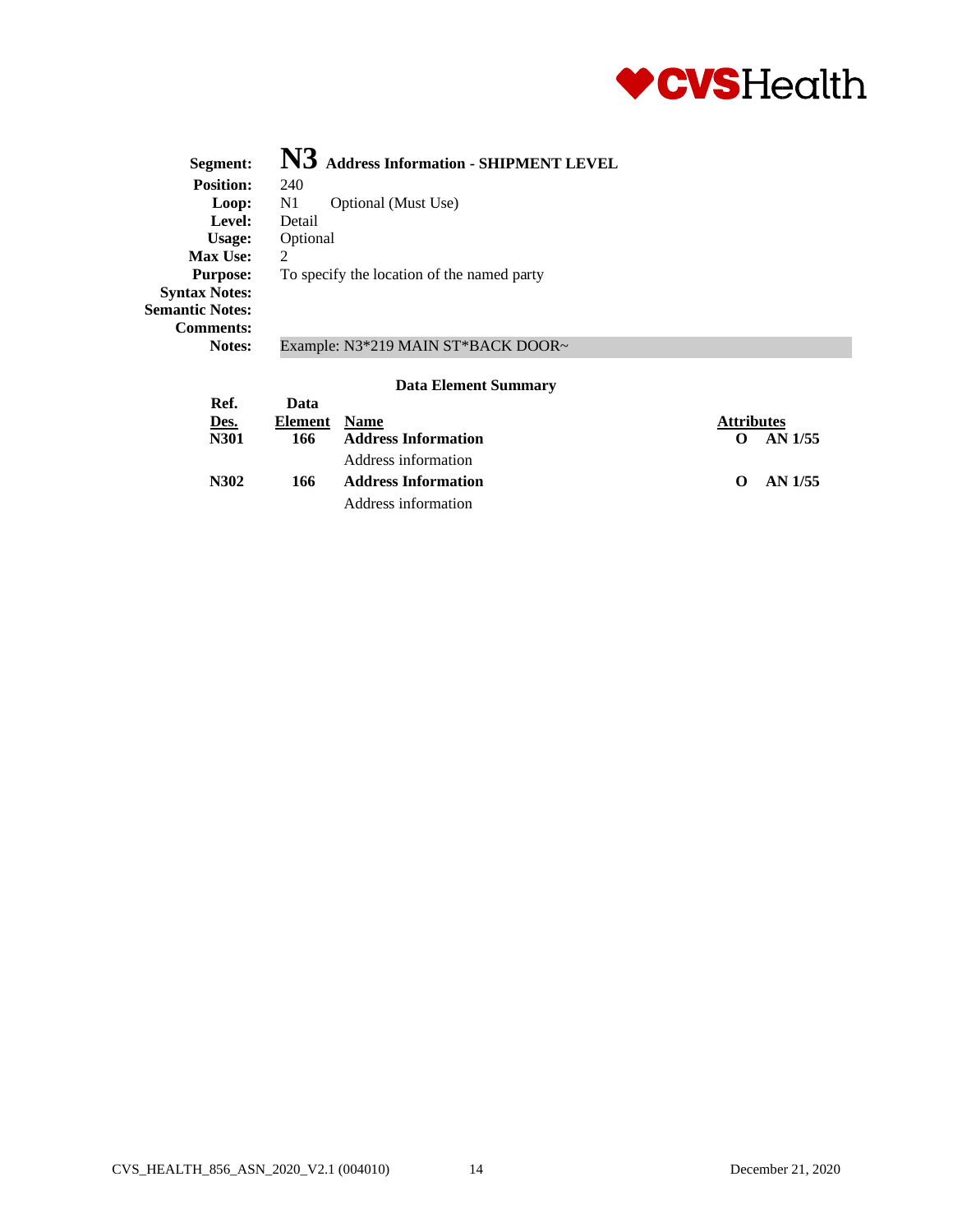**Segment:** **N3** **Address Information - SHIPMENT LEVEL**
**Position:** 240
**Loop:** N1 Optional (Must Use)
**Level:** Detail
**Usage:** Optional
**Max Use:** 2
**Purpose:** To specify the location of the named party
**Syntax Notes:**
**Semantic Notes:**
**Comments:**
**Notes:** Example: N3*219 MAIN ST*BACK DOOR~

**Data Element Summary**

| Ref. Des. | Data Element | Name | Attributes |
|---|---|---|---|
| **N301** | **166** | **Address Information**<br>Address information | **O AN 1/55** |
| **N302** | **166** | **Address Information**<br>Address information | **O AN 1/55** |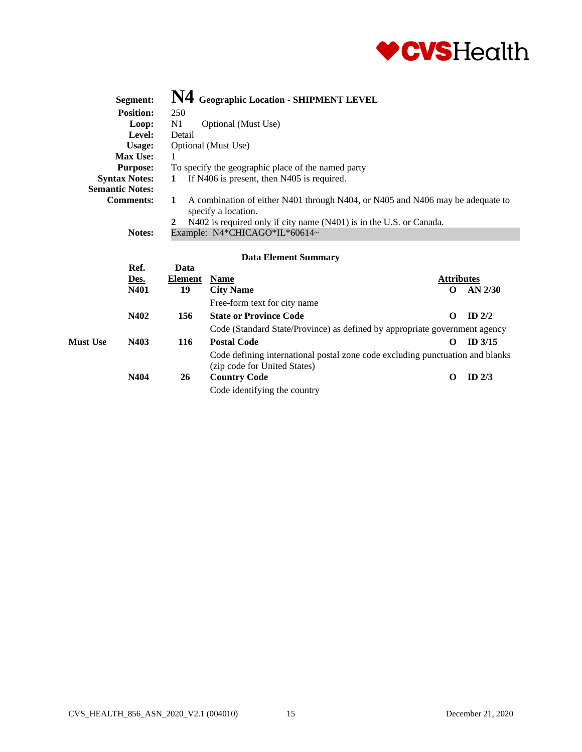| | |
|---|---|
| **Segment:** | **N4** **Geographic Location - SHIPMENT LEVEL** |
| **Position:** | 250 |
| **Loop:** | N1 Optional (Must Use) |
| **Level:** | Detail |
| **Usage:** | Optional (Must Use) |
| **Max Use:** | 1 |
| **Purpose:** | To specify the geographic place of the named party |
| **Syntax Notes:** | **1** If N406 is present, then N405 is required. |
| **Semantic Notes:** | |
| **Comments:** | **1** A combination of either N401 through N404, or N405 and N406 may be adequate to specify a location.<br>**2** N402 is required only if city name (N401) is in the U.S. or Canada. |
| **Notes:** | Example: N4*CHICAGO*IL*60614~ |

**Data Element Summary**

| | Ref. Des. | Data Element | Name | | Attributes |
|---|---|---|---|---|---|
| | **N401** | **19** | **City Name**<br>Free-form text for city name | **O** | **AN 2/30** |
| | **N402** | **156** | **State or Province Code**<br>Code (Standard State/Province) as defined by appropriate government agency | **O** | **ID 2/2** |
| **Must Use** | **N403** | **116** | **Postal Code**<br>Code defining international postal zone code excluding punctuation and blanks (zip code for United States) | **O** | **ID 3/15** |
| | **N404** | **26** | **Country Code**<br>Code identifying the country | **O** | **ID 2/3** |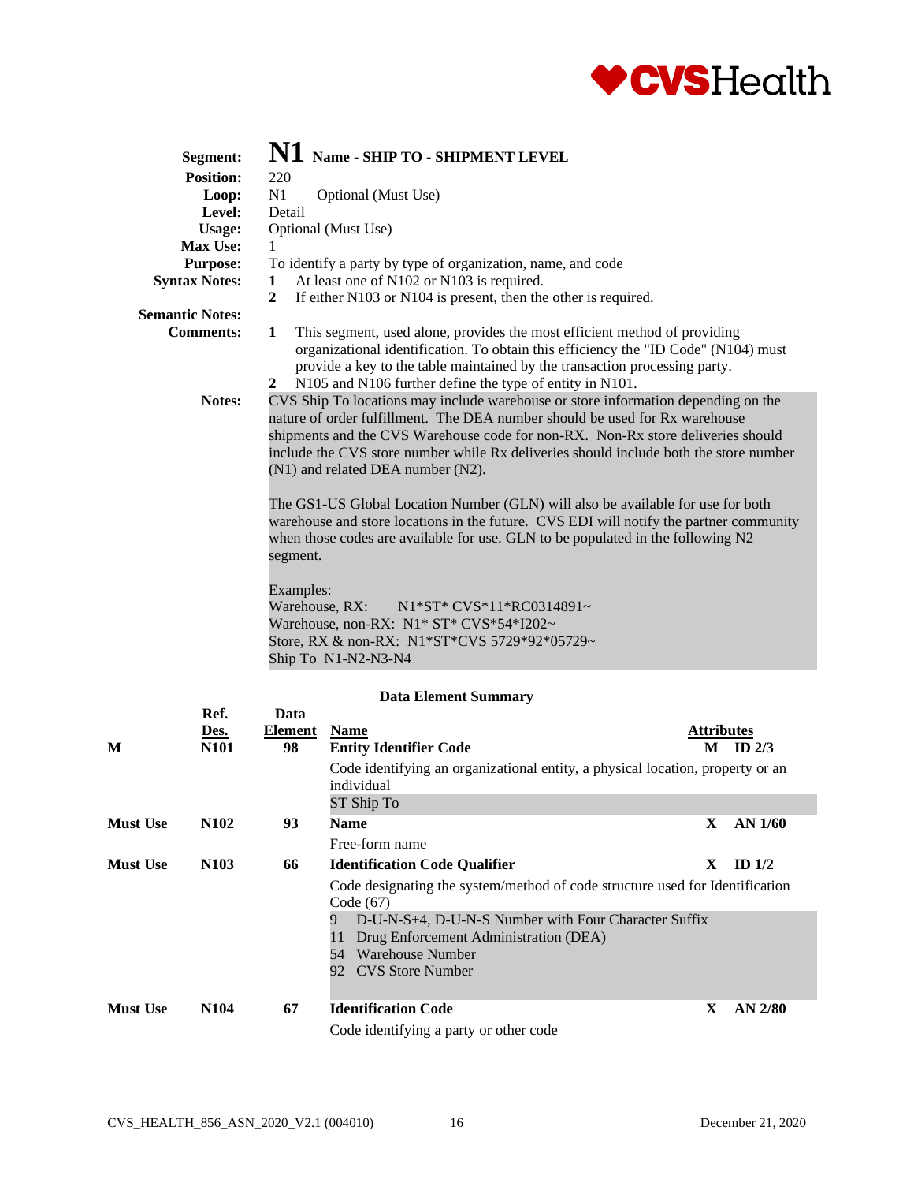**Segment:** **N1** **Name - SHIP TO - SHIPMENT LEVEL**

**Position:** 220

**Loop:** N1 Optional (Must Use)

**Level:** Detail

**Usage:** Optional (Must Use)

**Max Use:** 1

**Purpose:** To identify a party by type of organization, name, and code

**Syntax Notes:**

1. At least one of N102 or N103 is required.
2. If either N103 or N104 is present, then the other is required.

**Semantic Notes:**

**Comments:**

1. This segment, used alone, provides the most efficient method of providing organizational identification. To obtain this efficiency the "ID Code" (N104) must provide a key to the table maintained by the transaction processing party.
2. N105 and N106 further define the type of entity in N101.

**Notes:**

CVS Ship To locations may include warehouse or store information depending on the nature of order fulfillment. The DEA number should be used for Rx warehouse shipments and the CVS Warehouse code for non-RX. Non-Rx store deliveries should include the CVS store number while Rx deliveries should include both the store number (N1) and related DEA number (N2).

The GS1-US Global Location Number (GLN) will also be available for use for both warehouse and store locations in the future. CVS EDI will notify the partner community when those codes are available for use. GLN to be populated in the following N2 segment.

Examples:
Warehouse, RX: N1*ST* CVS*11*RC0314891~
Warehouse, non-RX: N1* ST* CVS*54*I202~
Store, RX & non-RX: N1*ST*CVS 5729*92*05729~
Ship To N1-N2-N3-N4

**Data Element Summary**

| | Ref. Des. | Data Element | Name | | Attributes |
|---|---|---|---|---|---|
| M | N101 | 98 | **Entity Identifier Code** | M | ID 2/3 |
| | | | Code identifying an organizational entity, a physical location, property or an individual | | |
| | | | ST Ship To | | |
| Must Use | N102 | 93 | **Name** | X | AN 1/60 |
| | | | Free-form name | | |
| Must Use | N103 | 66 | **Identification Code Qualifier** | X | ID 1/2 |
| | | | Code designating the system/method of code structure used for Identification Code (67) | | |
| | | | 9 D-U-N-S+4, D-U-N-S Number with Four Character Suffix | | |
| | | | 11 Drug Enforcement Administration (DEA) | | |
| | | | 54 Warehouse Number | | |
| | | | 92 CVS Store Number | | |
| Must Use | N104 | 67 | **Identification Code** | X | AN 2/80 |
| | | | Code identifying a party or other code | | |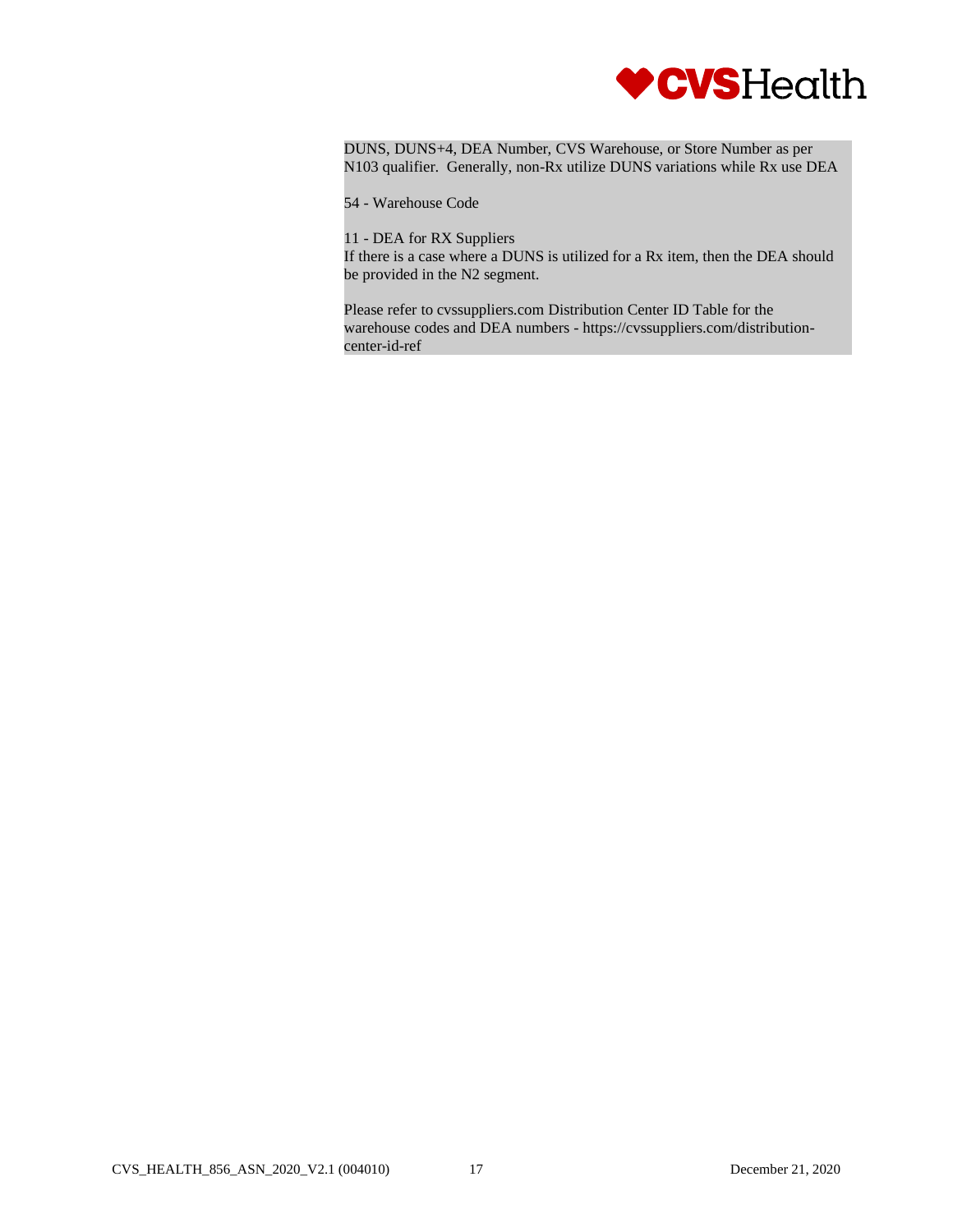DUNS, DUNS+4, DEA Number, CVS Warehouse, or Store Number as per N103 qualifier. Generally, non-Rx utilize DUNS variations while Rx use DEA

54 - Warehouse Code

11 - DEA for RX Suppliers
If there is a case where a DUNS is utilized for a Rx item, then the DEA should be provided in the N2 segment.

Please refer to cvssuppliers.com Distribution Center ID Table for the warehouse codes and DEA numbers - https://cvssuppliers.com/distribution-center-id-ref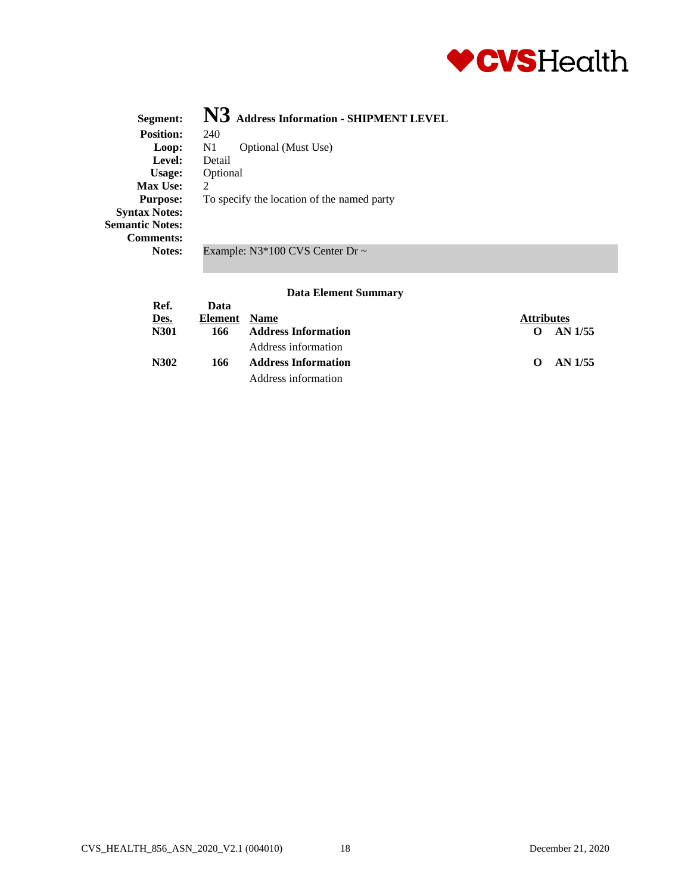**Segment:** **N3** **Address Information - SHIPMENT LEVEL**
**Position:** 240
**Loop:** N1 Optional (Must Use)
**Level:** Detail
**Usage:** Optional
**Max Use:** 2
**Purpose:** To specify the location of the named party
**Syntax Notes:**
**Semantic Notes:**
**Comments:**
**Notes:** Example: N3*100 CVS Center Dr ~

### Data Element Summary

| Ref. Des. | Data Element | Name | Attributes |
|---|---|---|---|
| **N301** | **166** | **Address Information**<br>Address information | **O AN 1/55** |
| **N302** | **166** | **Address Information**<br>Address information | **O AN 1/55** |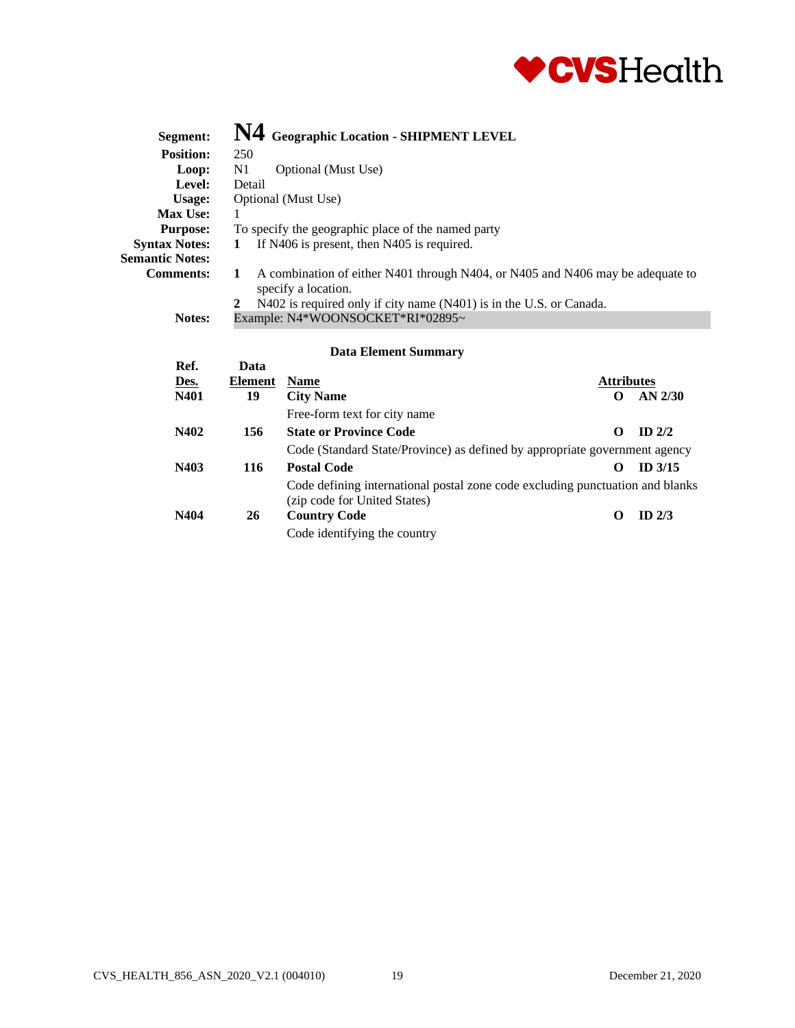## Segment: N4 Geographic Location - SHIPMENT LEVEL

**Position:** 250
**Loop:** N1 Optional (Must Use)
**Level:** Detail
**Usage:** Optional (Must Use)
**Max Use:** 1
**Purpose:** To specify the geographic place of the named party
**Syntax Notes:** 1 If N406 is present, then N405 is required.
**Semantic Notes:**
**Comments:**
1. A combination of either N401 through N404, or N405 and N406 may be adequate to specify a location.
2. N402 is required only if city name (N401) is in the U.S. or Canada.

**Notes:** Example: N4*WOONSOCKET*RI*02895~

### Data Element Summary

| Ref. Des. | Data Element | Name | | Attributes |
|---|---|---|---|---|
| **N401** | **19** | **City Name** | **O** | **AN 2/30** |
| | | Free-form text for city name | | |
| **N402** | **156** | **State or Province Code** | **O** | **ID 2/2** |
| | | Code (Standard State/Province) as defined by appropriate government agency | | |
| **N403** | **116** | **Postal Code** | **O** | **ID 3/15** |
| | | Code defining international postal zone code excluding punctuation and blanks (zip code for United States) | | |
| **N404** | **26** | **Country Code** | **O** | **ID 2/3** |
| | | Code identifying the country | | |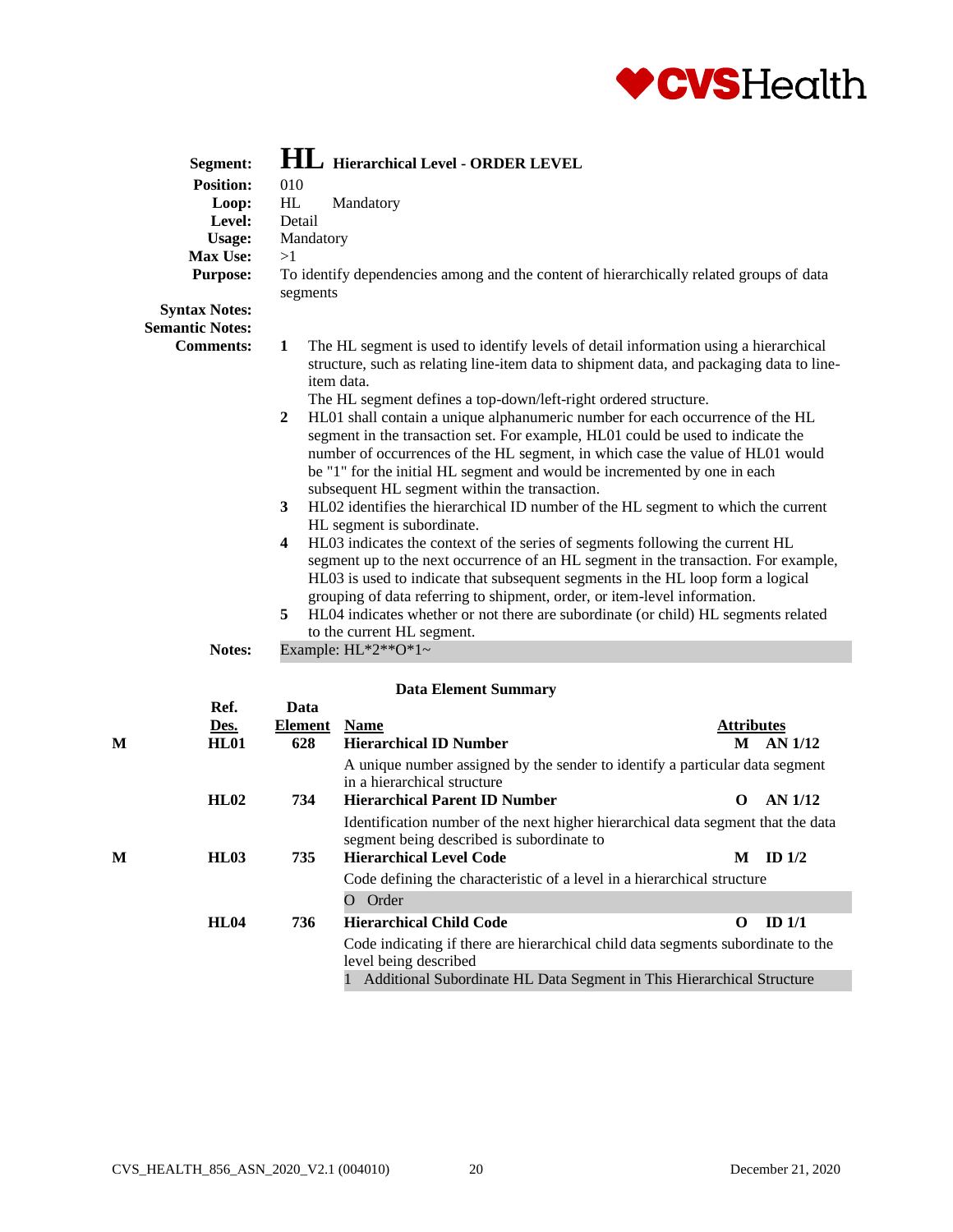**Segment:** **HL** **Hierarchical Level - ORDER LEVEL**

**Position:** 010

**Loop:** HL Mandatory

**Level:** Detail

**Usage:** Mandatory

**Max Use:** >1

**Purpose:** To identify dependencies among and the content of hierarchically related groups of data segments

**Syntax Notes:**

**Semantic Notes:**

**Comments:**

1. The HL segment is used to identify levels of detail information using a hierarchical structure, such as relating line-item data to shipment data, and packaging data to line-item data.
   The HL segment defines a top-down/left-right ordered structure.
2. HL01 shall contain a unique alphanumeric number for each occurrence of the HL segment in the transaction set. For example, HL01 could be used to indicate the number of occurrences of the HL segment, in which case the value of HL01 would be "1" for the initial HL segment and would be incremented by one in each subsequent HL segment within the transaction.
3. HL02 identifies the hierarchical ID number of the HL segment to which the current HL segment is subordinate.
4. HL03 indicates the context of the series of segments following the current HL segment up to the next occurrence of an HL segment in the transaction. For example, HL03 is used to indicate that subsequent segments in the HL loop form a logical grouping of data referring to shipment, order, or item-level information.
5. HL04 indicates whether or not there are subordinate (or child) HL segments related to the current HL segment.

**Notes:** Example: HL*2**O*1~

### Data Element Summary

| | Ref. Des. | Data Element | Name | | Attributes |
|---|---|---|---|---|---|
| M | **HL01** | **628** | **Hierarchical ID Number** | M | AN 1/12 |
| | | | A unique number assigned by the sender to identify a particular data segment in a hierarchical structure | | |
| | **HL02** | **734** | **Hierarchical Parent ID Number** | O | AN 1/12 |
| | | | Identification number of the next higher hierarchical data segment that the data segment being described is subordinate to | | |
| M | **HL03** | **735** | **Hierarchical Level Code** | M | ID 1/2 |
| | | | Code defining the characteristic of a level in a hierarchical structure | | |
| | | | O Order | | |
| | **HL04** | **736** | **Hierarchical Child Code** | O | ID 1/1 |
| | | | Code indicating if there are hierarchical child data segments subordinate to the level being described | | |
| | | | 1 Additional Subordinate HL Data Segment in This Hierarchical Structure | | |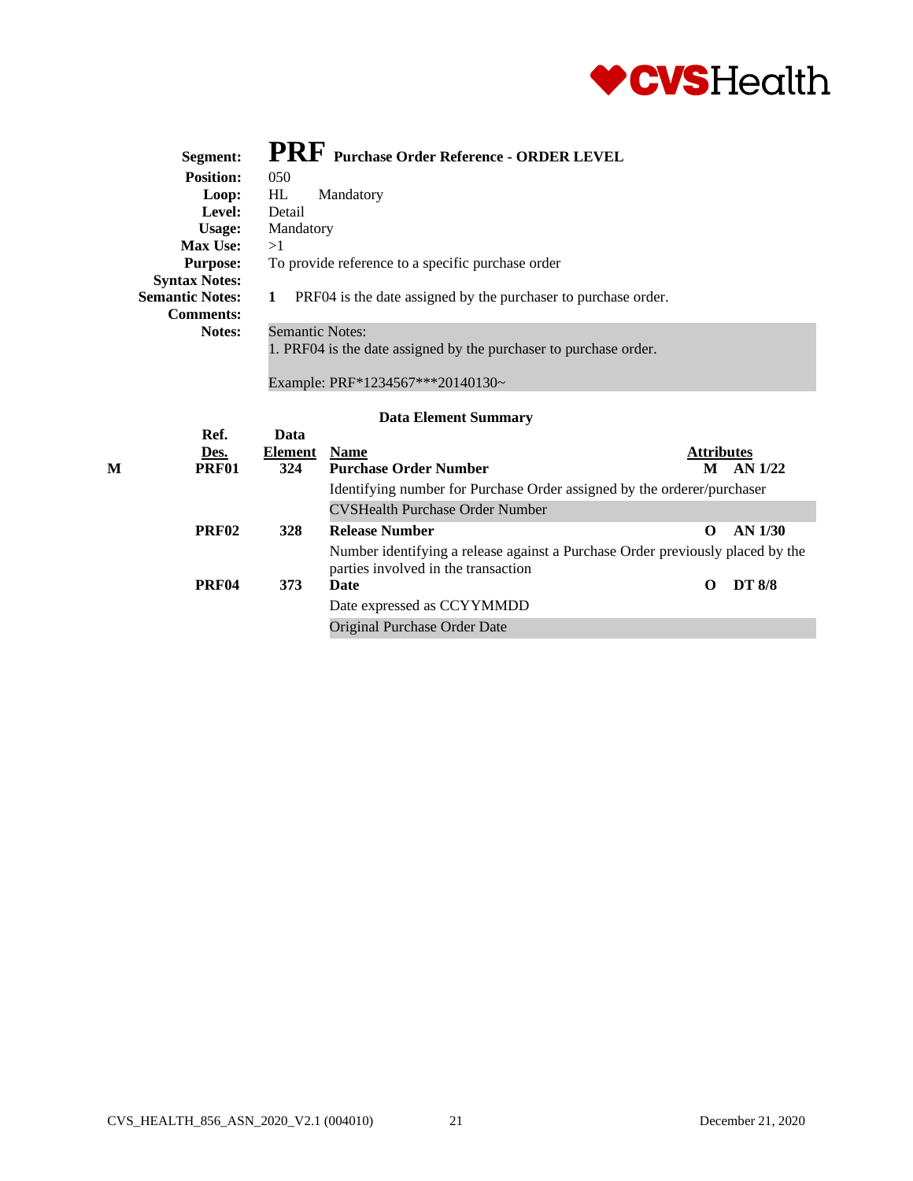**Segment:** **PRF** **Purchase Order Reference - ORDER LEVEL**
**Position:** 050
**Loop:** HL Mandatory
**Level:** Detail
**Usage:** Mandatory
**Max Use:** >1
**Purpose:** To provide reference to a specific purchase order
**Syntax Notes:**
**Semantic Notes:** **1** PRF04 is the date assigned by the purchaser to purchase order.
**Comments:**
**Notes:** Semantic Notes:
1. PRF04 is the date assigned by the purchaser to purchase order.

Example: PRF*1234567***20140130~

**Data Element Summary**

| | Ref. Des. | Data Element | Name | | Attributes |
|---|---|---|---|---|---|
| M | **PRF01** | **324** | **Purchase Order Number** | **M** | **AN 1/22** |
| | | | Identifying number for Purchase Order assigned by the orderer/purchaser | | |
| | | | CVSHealth Purchase Order Number | | |
| | **PRF02** | **328** | **Release Number** | **O** | **AN 1/30** |
| | | | Number identifying a release against a Purchase Order previously placed by the parties involved in the transaction | | |
| | **PRF04** | **373** | **Date** | **O** | **DT 8/8** |
| | | | Date expressed as CCYYMMDD | | |
| | | | Original Purchase Order Date | | |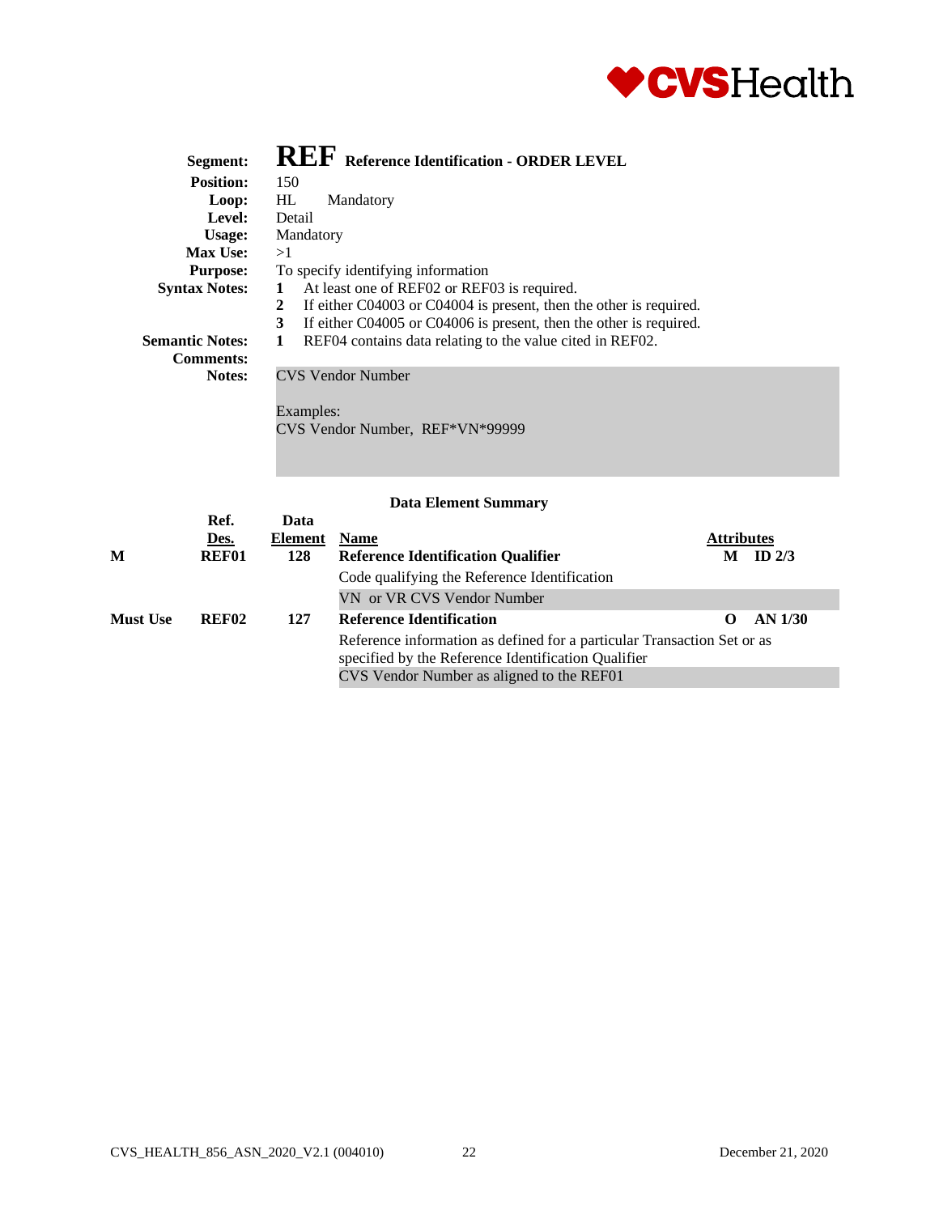**Segment:** **REF** **Reference Identification - ORDER LEVEL**

**Position:** 150

**Loop:** HL Mandatory

**Level:** Detail

**Usage:** Mandatory

**Max Use:** >1

**Purpose:** To specify identifying information

**Syntax Notes:**
1. At least one of REF02 or REF03 is required.
2. If either C04003 or C04004 is present, then the other is required.
3. If either C04005 or C04006 is present, then the other is required.

**Semantic Notes:**
1. REF04 contains data relating to the value cited in REF02.

**Comments:**

**Notes:** CVS Vendor Number

Examples:
CVS Vendor Number, REF*VN*99999

**Data Element Summary**

| | Ref. Des. | Data Element | Name | Attributes |
|---|---|---|---|---|
| M | REF01 | 128 | **Reference Identification Qualifier** | M ID 2/3 |
| | | | Code qualifying the Reference Identification | |
| | | | VN or VR CVS Vendor Number | |
| Must Use | REF02 | 127 | **Reference Identification** | O AN 1/30 |
| | | | Reference information as defined for a particular Transaction Set or as specified by the Reference Identification Qualifier | |
| | | | CVS Vendor Number as aligned to the REF01 | |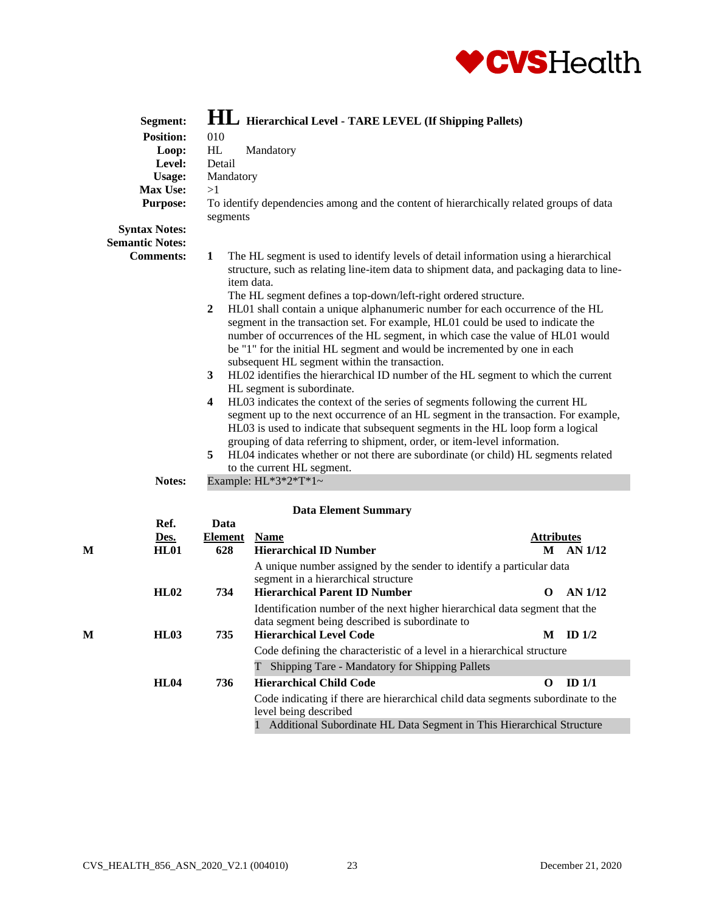**Segment:** **HL** **Hierarchical Level - TARE LEVEL (If Shipping Pallets)**

**Position:** 010

**Loop:** HL Mandatory

**Level:** Detail

**Usage:** Mandatory

**Max Use:** >1

**Purpose:** To identify dependencies among and the content of hierarchically related groups of data segments

**Syntax Notes:**

**Semantic Notes:**

**Comments:**

1. The HL segment is used to identify levels of detail information using a hierarchical structure, such as relating line-item data to shipment data, and packaging data to line-item data.
   The HL segment defines a top-down/left-right ordered structure.
2. HL01 shall contain a unique alphanumeric number for each occurrence of the HL segment in the transaction set. For example, HL01 could be used to indicate the number of occurrences of the HL segment, in which case the value of HL01 would be "1" for the initial HL segment and would be incremented by one in each subsequent HL segment within the transaction.
3. HL02 identifies the hierarchical ID number of the HL segment to which the current HL segment is subordinate.
4. HL03 indicates the context of the series of segments following the current HL segment up to the next occurrence of an HL segment in the transaction. For example, HL03 is used to indicate that subsequent segments in the HL loop form a logical grouping of data referring to shipment, order, or item-level information.
5. HL04 indicates whether or not there are subordinate (or child) HL segments related to the current HL segment.

**Notes:** Example: HL*3*2*T*1~

### Data Element Summary

| | Ref. Des. | Data Element | Name | Attributes |
|---|---|---|---|---|
| M | HL01 | 628 | **Hierarchical ID Number**<br>A unique number assigned by the sender to identify a particular data segment in a hierarchical structure | M AN 1/12 |
| | HL02 | 734 | **Hierarchical Parent ID Number**<br>Identification number of the next higher hierarchical data segment that the data segment being described is subordinate to | O AN 1/12 |
| M | HL03 | 735 | **Hierarchical Level Code**<br>Code defining the characteristic of a level in a hierarchical structure<br>T Shipping Tare - Mandatory for Shipping Pallets | M ID 1/2 |
| | HL04 | 736 | **Hierarchical Child Code**<br>Code indicating if there are hierarchical child data segments subordinate to the level being described<br>1 Additional Subordinate HL Data Segment in This Hierarchical Structure | O ID 1/1 |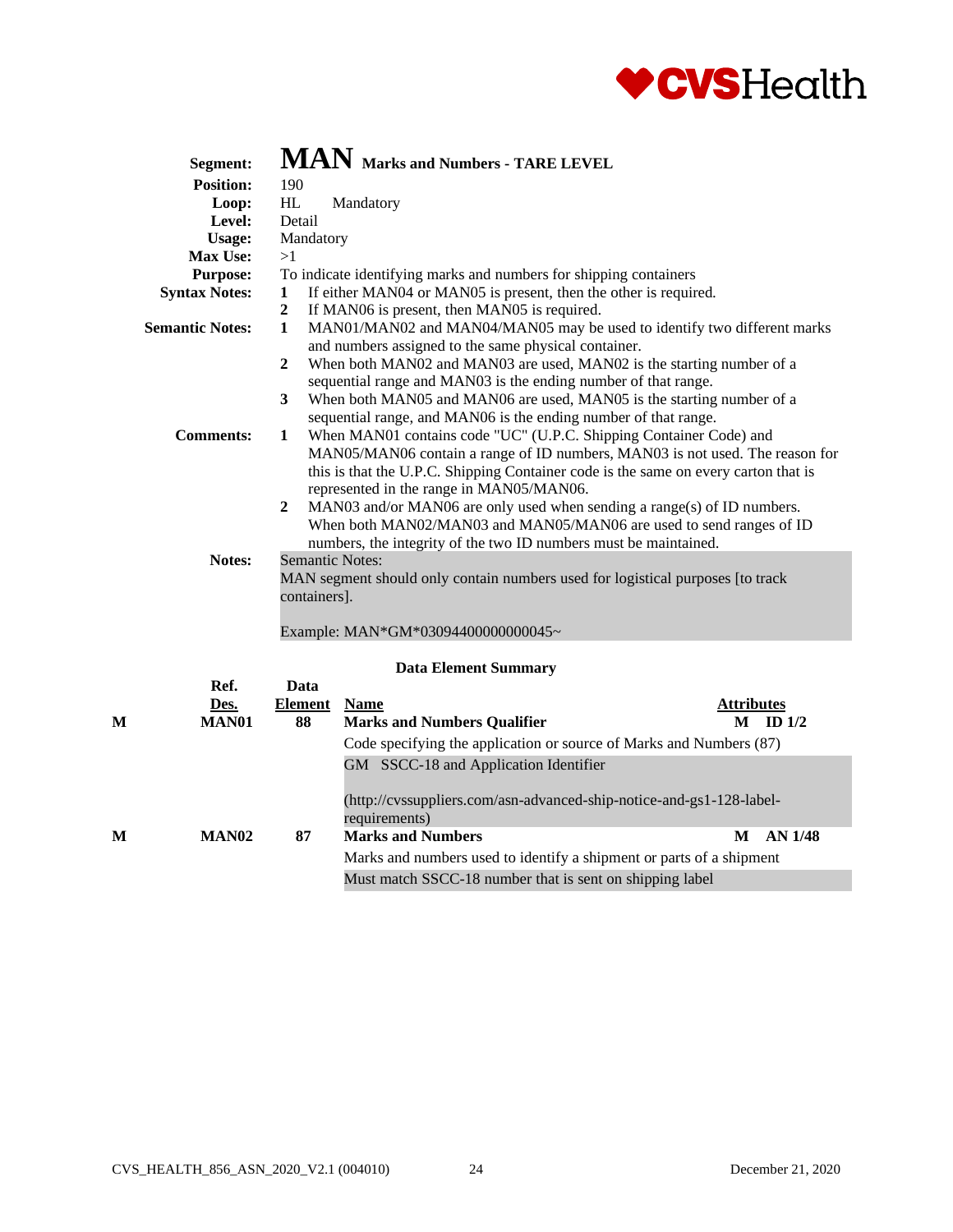# MAN Marks and Numbers - TARE LEVEL

**Segment:** MAN Marks and Numbers - TARE LEVEL
**Position:** 190
**Loop:** HL Mandatory
**Level:** Detail
**Usage:** Mandatory
**Max Use:** >1
**Purpose:** To indicate identifying marks and numbers for shipping containers

**Syntax Notes:**
1. If either MAN04 or MAN05 is present, then the other is required.
2. If MAN06 is present, then MAN05 is required.

**Semantic Notes:**
1. MAN01/MAN02 and MAN04/MAN05 may be used to identify two different marks and numbers assigned to the same physical container.
2. When both MAN02 and MAN03 are used, MAN02 is the starting number of a sequential range and MAN03 is the ending number of that range.
3. When both MAN05 and MAN06 are used, MAN05 is the starting number of a sequential range, and MAN06 is the ending number of that range.

**Comments:**
1. When MAN01 contains code "UC" (U.P.C. Shipping Container Code) and MAN05/MAN06 contain a range of ID numbers, MAN03 is not used. The reason for this is that the U.P.C. Shipping Container code is the same on every carton that is represented in the range in MAN05/MAN06.
2. MAN03 and/or MAN06 are only used when sending a range(s) of ID numbers. When both MAN02/MAN03 and MAN05/MAN06 are used to send ranges of ID numbers, the integrity of the two ID numbers must be maintained.

**Notes:**
Semantic Notes:
MAN segment should only contain numbers used for logistical purposes [to track containers].

Example: MAN*GM*03094400000000045~

## Data Element Summary

| | Ref. Des. | Data Element | Name | Attributes |
|---|---|---|---|---|
| M | MAN01 | 88 | **Marks and Numbers Qualifier** | M ID 1/2 |
| | | | Code specifying the application or source of Marks and Numbers (87) | |
| | | | GM SSCC-18 and Application Identifier<br><br>(http://cvssuppliers.com/asn-advanced-ship-notice-and-gs1-128-label-requirements) | |
| M | MAN02 | 87 | **Marks and Numbers** | M AN 1/48 |
| | | | Marks and numbers used to identify a shipment or parts of a shipment | |
| | | | Must match SSCC-18 number that is sent on shipping label | |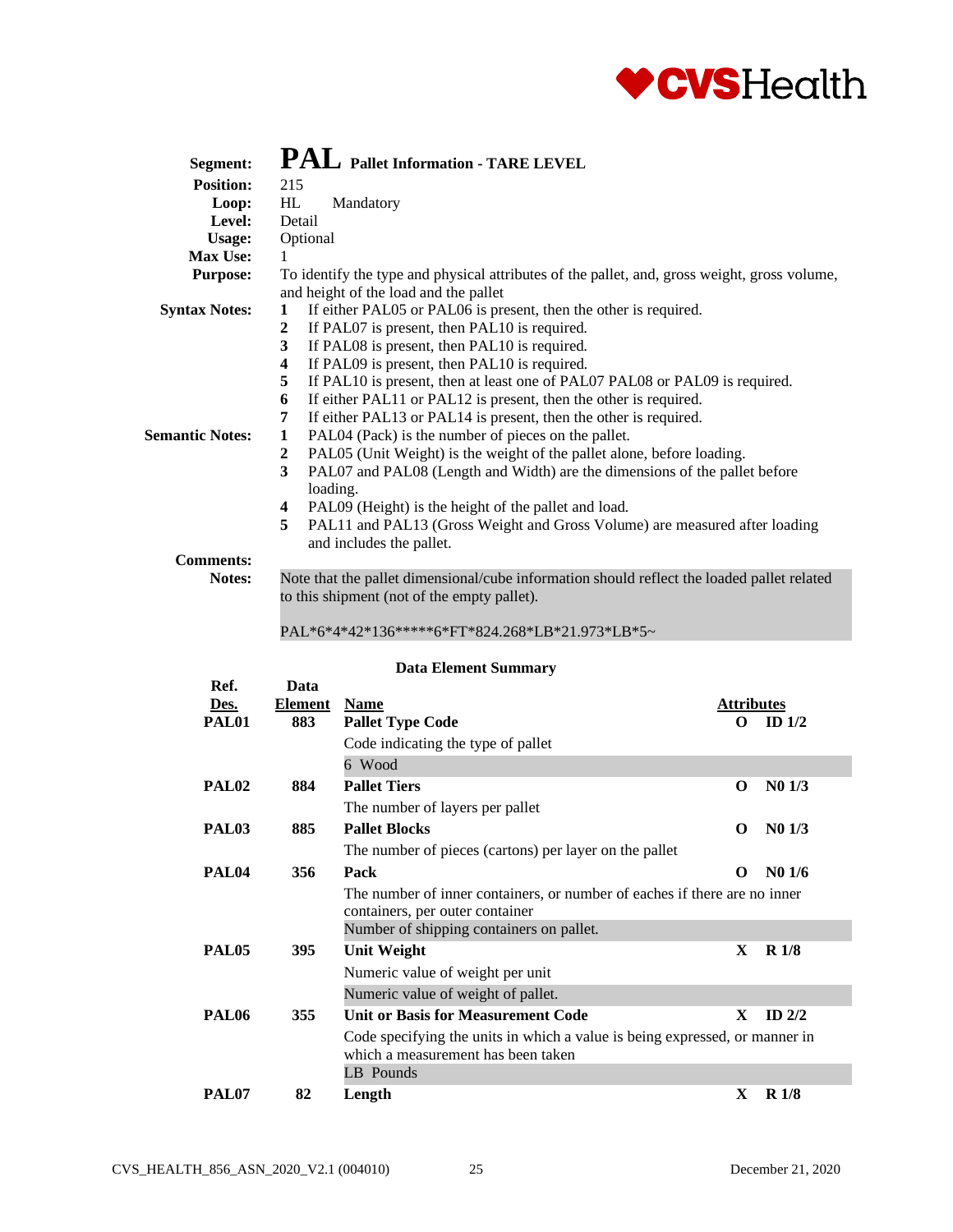**Segment:** **PAL** Pallet Information - TARE LEVEL
**Position:** 215
**Loop:** HL Mandatory
**Level:** Detail
**Usage:** Optional
**Max Use:** 1
**Purpose:** To identify the type and physical attributes of the pallet, and, gross weight, gross volume, and height of the load and the pallet

**Syntax Notes:**
1. If either PAL05 or PAL06 is present, then the other is required.
2. If PAL07 is present, then PAL10 is required.
3. If PAL08 is present, then PAL10 is required.
4. If PAL09 is present, then PAL10 is required.
5. If PAL10 is present, then at least one of PAL07 PAL08 or PAL09 is required.
6. If either PAL11 or PAL12 is present, then the other is required.
7. If either PAL13 or PAL14 is present, then the other is required.

**Semantic Notes:**
1. PAL04 (Pack) is the number of pieces on the pallet.
2. PAL05 (Unit Weight) is the weight of the pallet alone, before loading.
3. PAL07 and PAL08 (Length and Width) are the dimensions of the pallet before loading.
4. PAL09 (Height) is the height of the pallet and load.
5. PAL11 and PAL13 (Gross Weight and Gross Volume) are measured after loading and includes the pallet.

**Comments:**

**Notes:** Note that the pallet dimensional/cube information should reflect the loaded pallet related to this shipment (not of the empty pallet).

PAL*6*4*42*136*****6*FT*824.268*LB*21.973*LB*5~

**Data Element Summary**

| Ref. Des. | Data Element | Name | Attributes |
|---|---|---|---|
| **PAL01** | **883** | **Pallet Type Code** | **O ID 1/2** |
| | | Code indicating the type of pallet | |
| | | 6 Wood | |
| **PAL02** | **884** | **Pallet Tiers** | **O N0 1/3** |
| | | The number of layers per pallet | |
| **PAL03** | **885** | **Pallet Blocks** | **O N0 1/3** |
| | | The number of pieces (cartons) per layer on the pallet | |
| **PAL04** | **356** | **Pack** | **O N0 1/6** |
| | | The number of inner containers, or number of eaches if there are no inner containers, per outer container | |
| | | Number of shipping containers on pallet. | |
| **PAL05** | **395** | **Unit Weight** | **X R 1/8** |
| | | Numeric value of weight per unit | |
| | | Numeric value of weight of pallet. | |
| **PAL06** | **355** | **Unit or Basis for Measurement Code** | **X ID 2/2** |
| | | Code specifying the units in which a value is being expressed, or manner in which a measurement has been taken | |
| | | LB Pounds | |
| **PAL07** | **82** | **Length** | **X R 1/8** |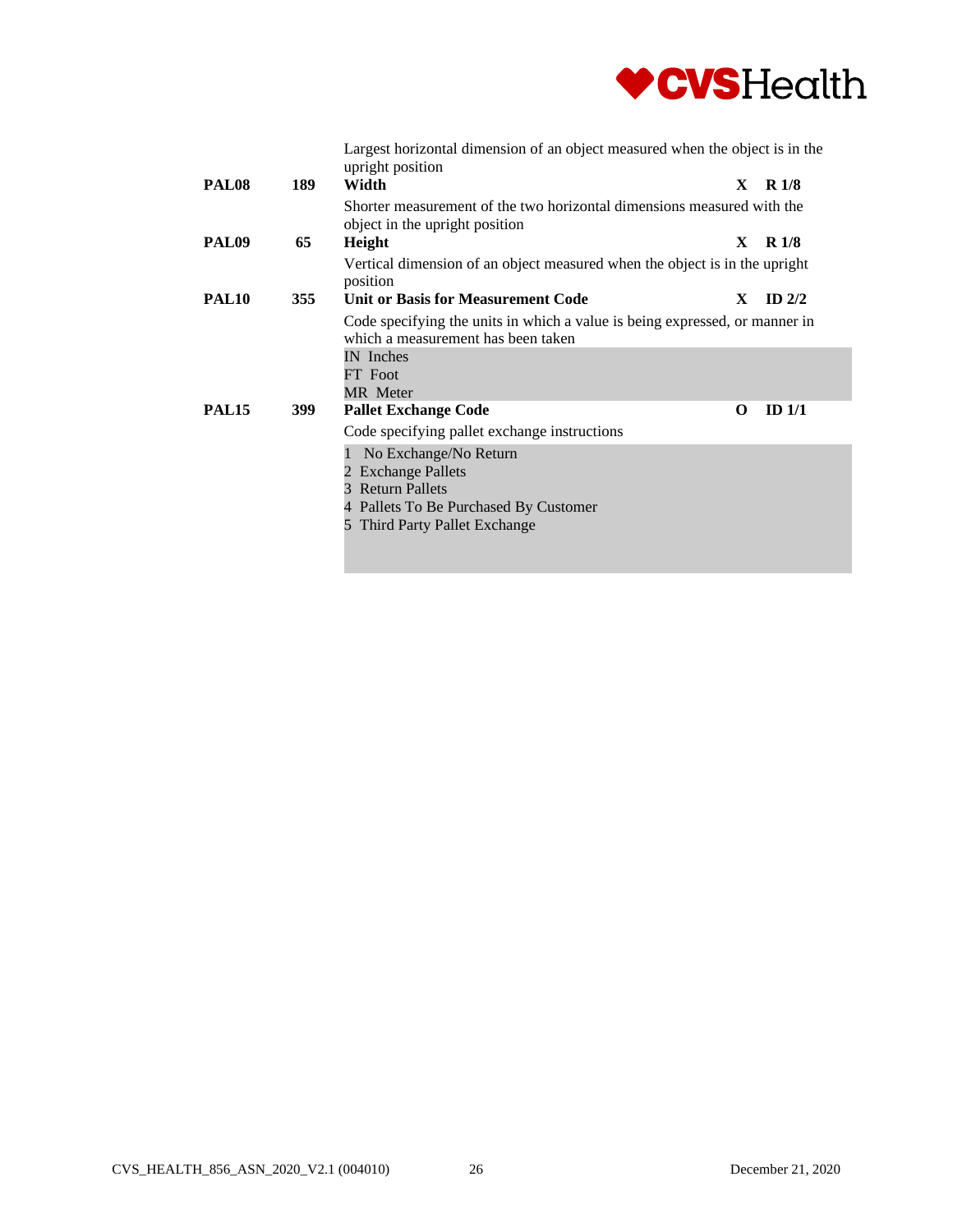Largest horizontal dimension of an object measured when the object is in the upright position

| | | | | |
|---|---|---|---|---|
| **PAL08** | **189** | **Width** | **X** | **R 1/8** |
| | | Shorter measurement of the two horizontal dimensions measured with the object in the upright position | | |
| **PAL09** | **65** | **Height** | **X** | **R 1/8** |
| | | Vertical dimension of an object measured when the object is in the upright position | | |
| **PAL10** | **355** | **Unit or Basis for Measurement Code** | **X** | **ID 2/2** |
| | | Code specifying the units in which a value is being expressed, or manner in which a measurement has been taken | | |
| | | IN Inches<br>FT Foot<br>MR Meter | | |
| **PAL15** | **399** | **Pallet Exchange Code** | **O** | **ID 1/1** |
| | | Code specifying pallet exchange instructions | | |
| | | 1 No Exchange/No Return<br>2 Exchange Pallets<br>3 Return Pallets<br>4 Pallets To Be Purchased By Customer<br>5 Third Party Pallet Exchange | | |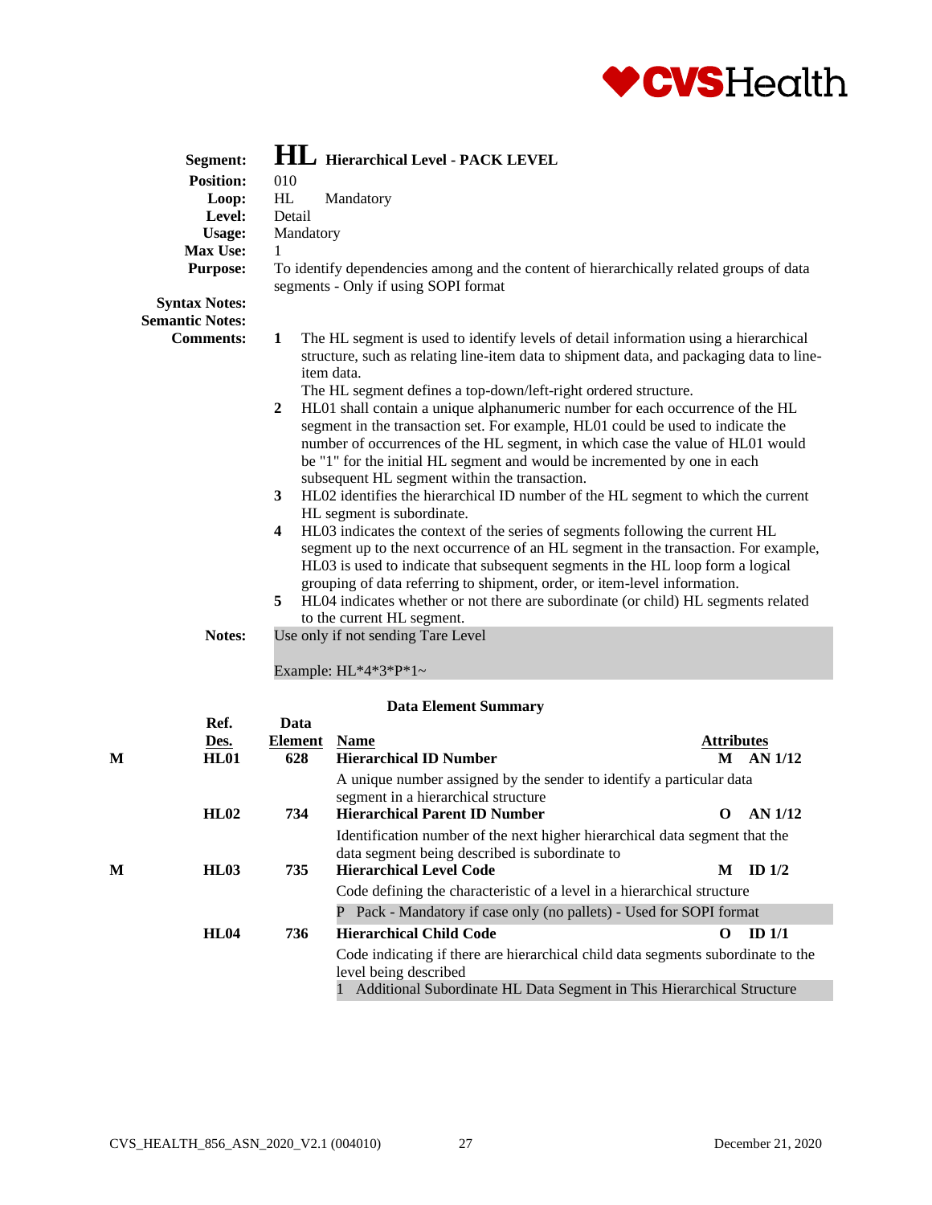**Segment:** **HL** **Hierarchical Level - PACK LEVEL**

**Position:** 010

**Loop:** HL Mandatory

**Level:** Detail

**Usage:** Mandatory

**Max Use:** 1

**Purpose:** To identify dependencies among and the content of hierarchically related groups of data segments - Only if using SOPI format

**Syntax Notes:**

**Semantic Notes:**

**Comments:**

1. The HL segment is used to identify levels of detail information using a hierarchical structure, such as relating line-item data to shipment data, and packaging data to line-item data.
   The HL segment defines a top-down/left-right ordered structure.
2. HL01 shall contain a unique alphanumeric number for each occurrence of the HL segment in the transaction set. For example, HL01 could be used to indicate the number of occurrences of the HL segment, in which case the value of HL01 would be "1" for the initial HL segment and would be incremented by one in each subsequent HL segment within the transaction.
3. HL02 identifies the hierarchical ID number of the HL segment to which the current HL segment is subordinate.
4. HL03 indicates the context of the series of segments following the current HL segment up to the next occurrence of an HL segment in the transaction. For example, HL03 is used to indicate that subsequent segments in the HL loop form a logical grouping of data referring to shipment, order, or item-level information.
5. HL04 indicates whether or not there are subordinate (or child) HL segments related to the current HL segment.

**Notes:** Use only if not sending Tare Level

Example: HL*4*3*P*1~

**Data Element Summary**

| | Ref. Des. | Data Element | Name | Attributes |
|---|---|---|---|---|
| M | **HL01** | **628** | **Hierarchical ID Number** | **M AN 1/12** |
| | | | A unique number assigned by the sender to identify a particular data segment in a hierarchical structure | |
| | **HL02** | **734** | **Hierarchical Parent ID Number** | **O AN 1/12** |
| | | | Identification number of the next higher hierarchical data segment that the data segment being described is subordinate to | |
| M | **HL03** | **735** | **Hierarchical Level Code** | **M ID 1/2** |
| | | | Code defining the characteristic of a level in a hierarchical structure | |
| | | | P Pack - Mandatory if case only (no pallets) - Used for SOPI format | |
| | **HL04** | **736** | **Hierarchical Child Code** | **O ID 1/1** |
| | | | Code indicating if there are hierarchical child data segments subordinate to the level being described | |
| | | | 1 Additional Subordinate HL Data Segment in This Hierarchical Structure | |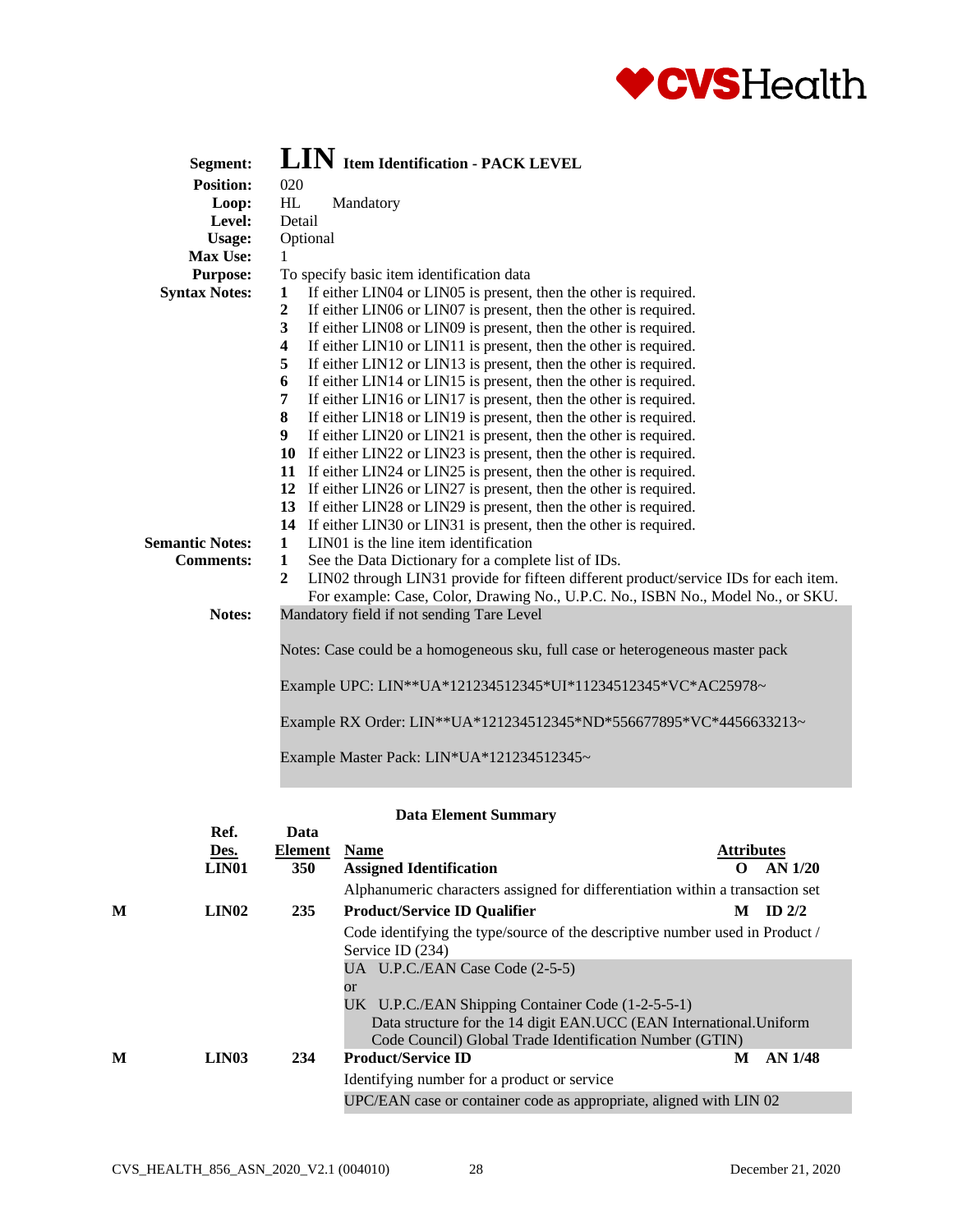**Segment:** **LIN** **Item Identification - PACK LEVEL**

**Position:** 020

**Loop:** HL Mandatory

**Level:** Detail

**Usage:** Optional

**Max Use:** 1

**Purpose:** To specify basic item identification data

**Syntax Notes:**

1. If either LIN04 or LIN05 is present, then the other is required.
2. If either LIN06 or LIN07 is present, then the other is required.
3. If either LIN08 or LIN09 is present, then the other is required.
4. If either LIN10 or LIN11 is present, then the other is required.
5. If either LIN12 or LIN13 is present, then the other is required.
6. If either LIN14 or LIN15 is present, then the other is required.
7. If either LIN16 or LIN17 is present, then the other is required.
8. If either LIN18 or LIN19 is present, then the other is required.
9. If either LIN20 or LIN21 is present, then the other is required.
10. If either LIN22 or LIN23 is present, then the other is required.
11. If either LIN24 or LIN25 is present, then the other is required.
12. If either LIN26 or LIN27 is present, then the other is required.
13. If either LIN28 or LIN29 is present, then the other is required.
14. If either LIN30 or LIN31 is present, then the other is required.

**Semantic Notes:**

1. LIN01 is the line item identification

**Comments:**

1. See the Data Dictionary for a complete list of IDs.
2. LIN02 through LIN31 provide for fifteen different product/service IDs for each item. For example: Case, Color, Drawing No., U.P.C. No., ISBN No., Model No., or SKU.

**Notes:** Mandatory field if not sending Tare Level

Notes: Case could be a homogeneous sku, full case or heterogeneous master pack

Example UPC: LIN**UA*121234512345*UI*11234512345*VC*AC25978~

Example RX Order: LIN**UA*121234512345*ND*556677895*VC*4456633213~

Example Master Pack: LIN*UA*121234512345~

### Data Element Summary

| | Ref. Des. | Data Element | Name | Attributes |
|---|---|---|---|---|
| | LIN01 | 350 | **Assigned Identification**<br>Alphanumeric characters assigned for differentiation within a transaction set | O AN 1/20 |
| M | LIN02 | 235 | **Product/Service ID Qualifier**<br>Code identifying the type/source of the descriptive number used in Product / Service ID (234)<br>UA U.P.C./EAN Case Code (2-5-5)<br>or<br>UK U.P.C./EAN Shipping Container Code (1-2-5-5-1)<br>Data structure for the 14 digit EAN.UCC (EAN International.Uniform Code Council) Global Trade Identification Number (GTIN) | M ID 2/2 |
| M | LIN03 | 234 | **Product/Service ID**<br>Identifying number for a product or service<br>UPC/EAN case or container code as appropriate, aligned with LIN 02 | M AN 1/48 |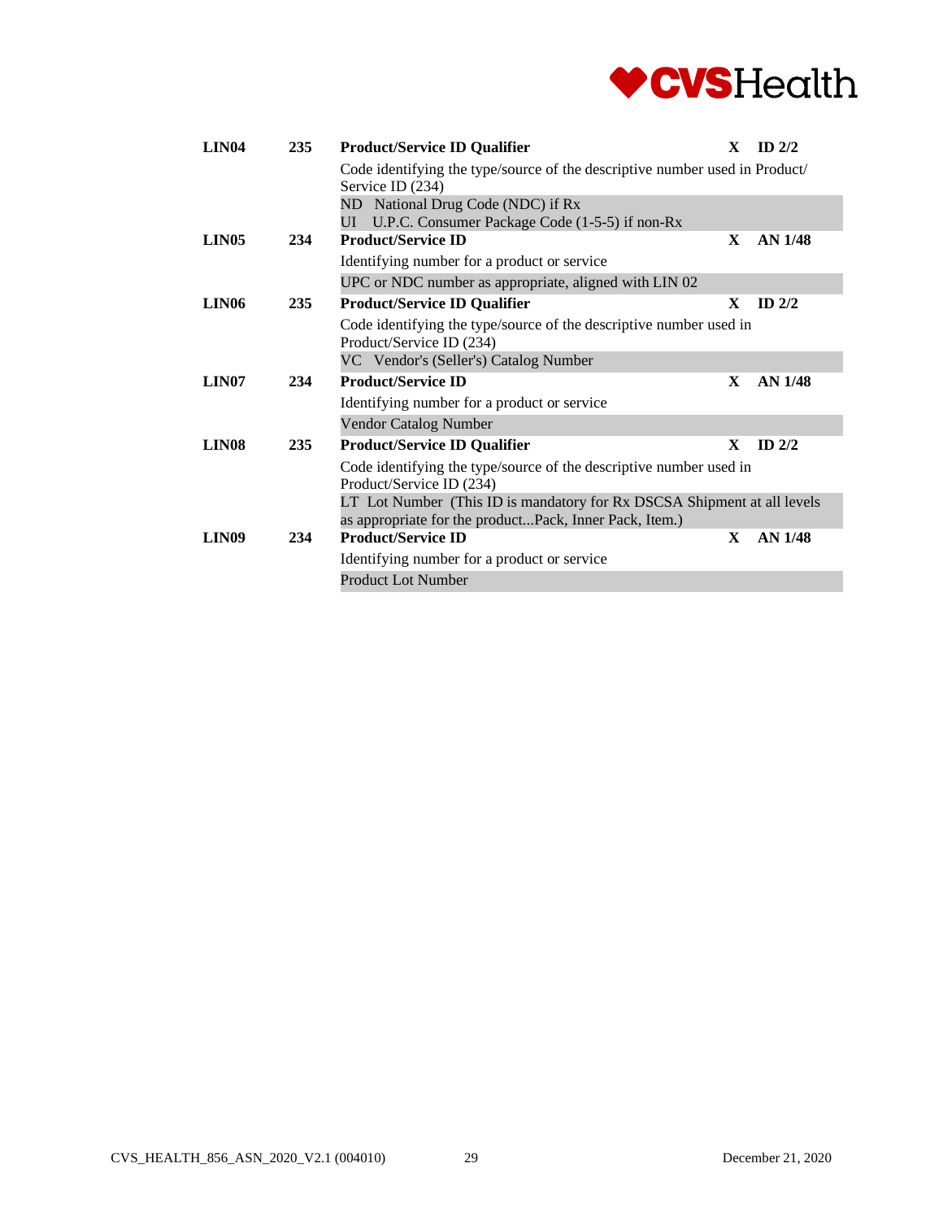| Ref | Ele ID | Name | Req | Type/Length |
|---|---|---|---|---|
| **LIN04** | **235** | **Product/Service ID Qualifier** | **X** | **ID 2/2** |
| | | Code identifying the type/source of the descriptive number used in Product/ Service ID (234) | | |
| | | ND National Drug Code (NDC) if Rx<br>UI U.P.C. Consumer Package Code (1-5-5) if non-Rx | | |
| **LIN05** | **234** | **Product/Service ID** | **X** | **AN 1/48** |
| | | Identifying number for a product or service | | |
| | | UPC or NDC number as appropriate, aligned with LIN 02 | | |
| **LIN06** | **235** | **Product/Service ID Qualifier** | **X** | **ID 2/2** |
| | | Code identifying the type/source of the descriptive number used in Product/Service ID (234) | | |
| | | VC Vendor's (Seller's) Catalog Number | | |
| **LIN07** | **234** | **Product/Service ID** | **X** | **AN 1/48** |
| | | Identifying number for a product or service | | |
| | | Vendor Catalog Number | | |
| **LIN08** | **235** | **Product/Service ID Qualifier** | **X** | **ID 2/2** |
| | | Code identifying the type/source of the descriptive number used in Product/Service ID (234) | | |
| | | LT Lot Number (This ID is mandatory for Rx DSCSA Shipment at all levels as appropriate for the product...Pack, Inner Pack, Item.) | | |
| **LIN09** | **234** | **Product/Service ID** | **X** | **AN 1/48** |
| | | Identifying number for a product or service | | |
| | | Product Lot Number | | |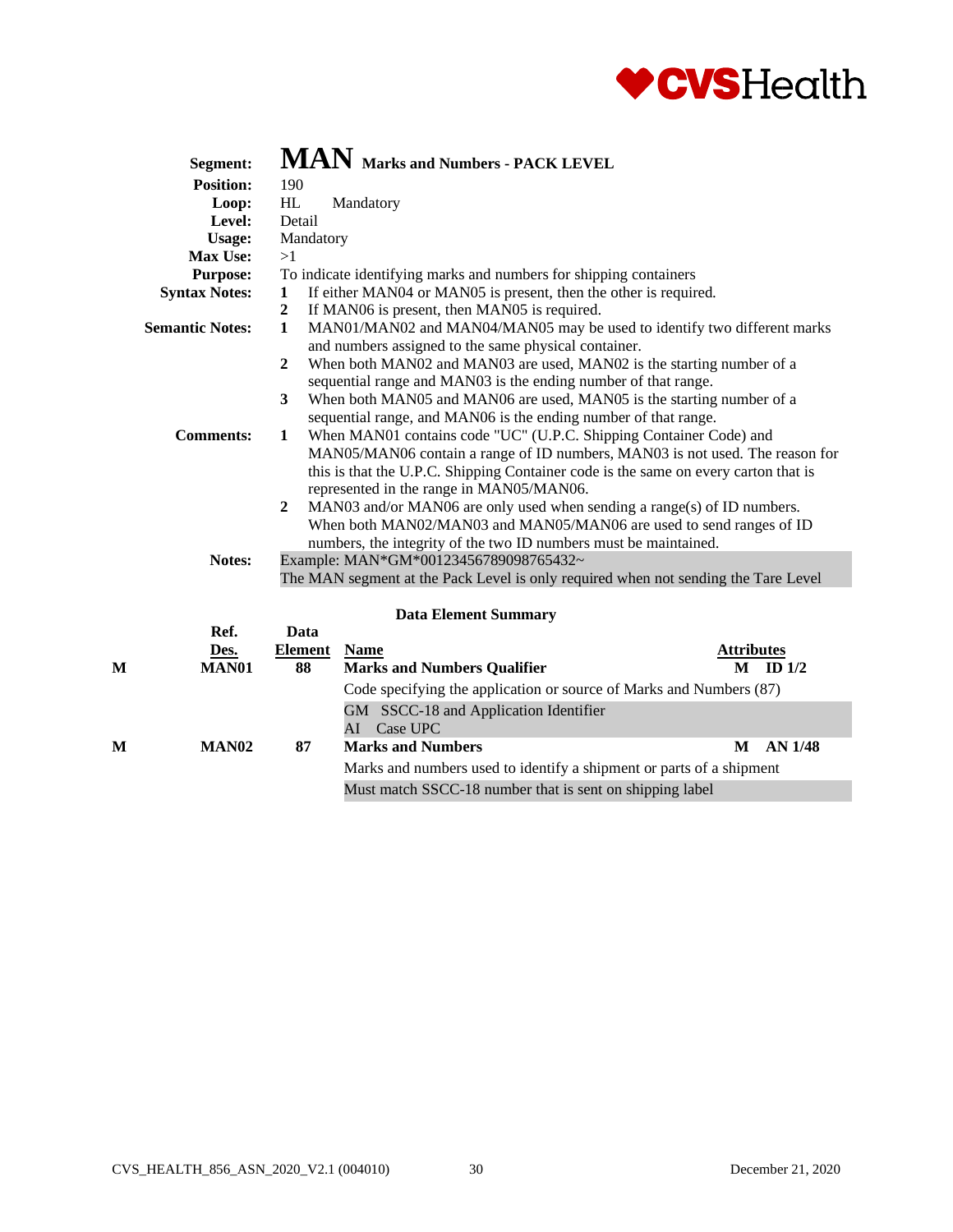**Segment:** **MAN** **Marks and Numbers - PACK LEVEL**

**Position:** 190

**Loop:** HL Mandatory

**Level:** Detail

**Usage:** Mandatory

**Max Use:** >1

**Purpose:** To indicate identifying marks and numbers for shipping containers

**Syntax Notes:**

1. If either MAN04 or MAN05 is present, then the other is required.
2. If MAN06 is present, then MAN05 is required.

**Semantic Notes:**

1. MAN01/MAN02 and MAN04/MAN05 may be used to identify two different marks and numbers assigned to the same physical container.
2. When both MAN02 and MAN03 are used, MAN02 is the starting number of a sequential range and MAN03 is the ending number of that range.
3. When both MAN05 and MAN06 are used, MAN05 is the starting number of a sequential range, and MAN06 is the ending number of that range.

**Comments:**

1. When MAN01 contains code "UC" (U.P.C. Shipping Container Code) and MAN05/MAN06 contain a range of ID numbers, MAN03 is not used. The reason for this is that the U.P.C. Shipping Container code is the same on every carton that is represented in the range in MAN05/MAN06.
2. MAN03 and/or MAN06 are only used when sending a range(s) of ID numbers. When both MAN02/MAN03 and MAN05/MAN06 are used to send ranges of ID numbers, the integrity of the two ID numbers must be maintained.

**Notes:** Example: MAN*GM*00123456789098765432~
The MAN segment at the Pack Level is only required when not sending the Tare Level

**Data Element Summary**

| | Ref. Des. | Data Element | Name | Attributes |
|---|---|---|---|---|
| M | MAN01 | 88 | **Marks and Numbers Qualifier** | M ID 1/2 |
| | | | Code specifying the application or source of Marks and Numbers (87) | |
| | | | GM SSCC-18 and Application Identifier<br>AI Case UPC | |
| M | MAN02 | 87 | **Marks and Numbers** | M AN 1/48 |
| | | | Marks and numbers used to identify a shipment or parts of a shipment | |
| | | | Must match SSCC-18 number that is sent on shipping label | |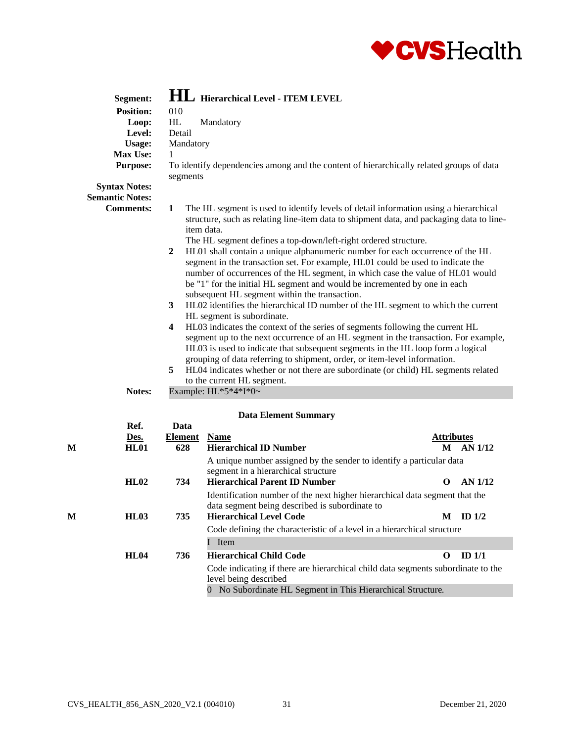**Segment:** **HL** **Hierarchical Level - ITEM LEVEL**
**Position:** 010
**Loop:** HL Mandatory
**Level:** Detail
**Usage:** Mandatory
**Max Use:** 1
**Purpose:** To identify dependencies among and the content of hierarchically related groups of data segments
**Syntax Notes:**
**Semantic Notes:**
**Comments:**

1. The HL segment is used to identify levels of detail information using a hierarchical structure, such as relating line-item data to shipment data, and packaging data to line-item data.
   The HL segment defines a top-down/left-right ordered structure.
2. HL01 shall contain a unique alphanumeric number for each occurrence of the HL segment in the transaction set. For example, HL01 could be used to indicate the number of occurrences of the HL segment, in which case the value of HL01 would be "1" for the initial HL segment and would be incremented by one in each subsequent HL segment within the transaction.
3. HL02 identifies the hierarchical ID number of the HL segment to which the current HL segment is subordinate.
4. HL03 indicates the context of the series of segments following the current HL segment up to the next occurrence of an HL segment in the transaction. For example, HL03 is used to indicate that subsequent segments in the HL loop form a logical grouping of data referring to shipment, order, or item-level information.
5. HL04 indicates whether or not there are subordinate (or child) HL segments related to the current HL segment.

**Notes:** Example: HL*5*4*I*0~

### Data Element Summary

| | Ref. Des. | Data Element | Name | Attributes | |
|---|---|---|---|---|---|
| **M** | **HL01** | **628** | **Hierarchical ID Number** | **M** | **AN 1/12** |
| | | | A unique number assigned by the sender to identify a particular data segment in a hierarchical structure | | |
| | **HL02** | **734** | **Hierarchical Parent ID Number** | **O** | **AN 1/12** |
| | | | Identification number of the next higher hierarchical data segment that the data segment being described is subordinate to | | |
| **M** | **HL03** | **735** | **Hierarchical Level Code** | **M** | **ID 1/2** |
| | | | Code defining the characteristic of a level in a hierarchical structure | | |
| | | | I Item | | |
| | **HL04** | **736** | **Hierarchical Child Code** | **O** | **ID 1/1** |
| | | | Code indicating if there are hierarchical child data segments subordinate to the level being described | | |
| | | | 0 No Subordinate HL Segment in This Hierarchical Structure. | | |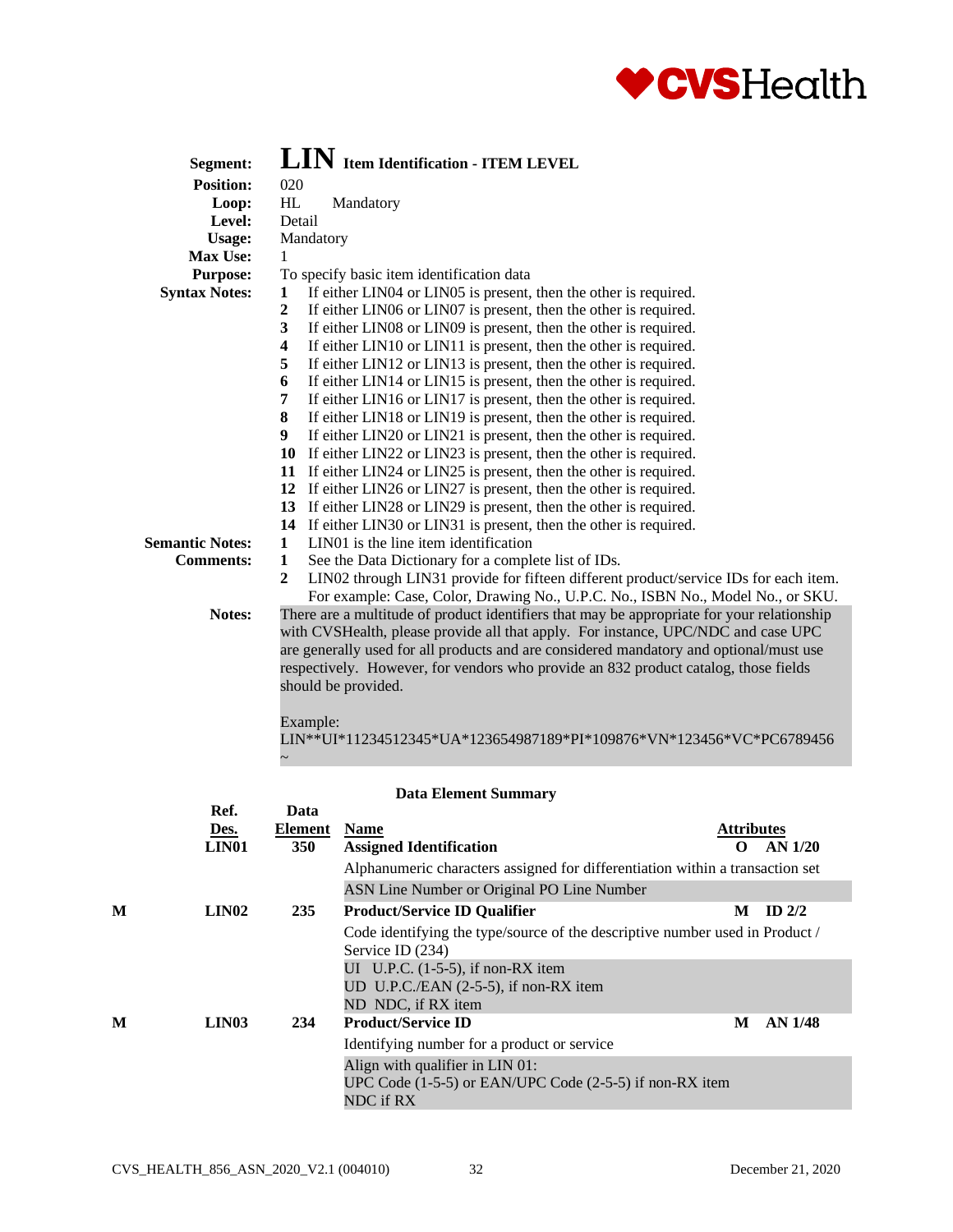**Segment:** **LIN** **Item Identification - ITEM LEVEL**

**Position:** 020

**Loop:** HL Mandatory

**Level:** Detail

**Usage:** Mandatory

**Max Use:** 1

**Purpose:** To specify basic item identification data

**Syntax Notes:**

1. If either LIN04 or LIN05 is present, then the other is required.
2. If either LIN06 or LIN07 is present, then the other is required.
3. If either LIN08 or LIN09 is present, then the other is required.
4. If either LIN10 or LIN11 is present, then the other is required.
5. If either LIN12 or LIN13 is present, then the other is required.
6. If either LIN14 or LIN15 is present, then the other is required.
7. If either LIN16 or LIN17 is present, then the other is required.
8. If either LIN18 or LIN19 is present, then the other is required.
9. If either LIN20 or LIN21 is present, then the other is required.
10. If either LIN22 or LIN23 is present, then the other is required.
11. If either LIN24 or LIN25 is present, then the other is required.
12. If either LIN26 or LIN27 is present, then the other is required.
13. If either LIN28 or LIN29 is present, then the other is required.
14. If either LIN30 or LIN31 is present, then the other is required.

**Semantic Notes:**

1. LIN01 is the line item identification

**Comments:**

1. See the Data Dictionary for a complete list of IDs.
2. LIN02 through LIN31 provide for fifteen different product/service IDs for each item. For example: Case, Color, Drawing No., U.P.C. No., ISBN No., Model No., or SKU.

**Notes:** There are a multitude of product identifiers that may be appropriate for your relationship with CVSHealth, please provide all that apply. For instance, UPC/NDC and case UPC are generally used for all products and are considered mandatory and optional/must use respectively. However, for vendors who provide an 832 product catalog, those fields should be provided.

Example:
LIN**UI*11234512345*UA*123654987189*PI*109876*VN*123456*VC*PC6789456~

**Data Element Summary**

| | Ref. Des. | Data Element | Name | Attributes |
|---|---|---|---|---|
| | **LIN01** | **350** | **Assigned Identification**<br>Alphanumeric characters assigned for differentiation within a transaction set<br>ASN Line Number or Original PO Line Number | **O AN 1/20** |
| **M** | **LIN02** | **235** | **Product/Service ID Qualifier**<br>Code identifying the type/source of the descriptive number used in Product / Service ID (234)<br>UI U.P.C. (1-5-5), if non-RX item<br>UD U.P.C./EAN (2-5-5), if non-RX item<br>ND NDC, if RX item | **M ID 2/2** |
| **M** | **LIN03** | **234** | **Product/Service ID**<br>Identifying number for a product or service<br>Align with qualifier in LIN 01:<br>UPC Code (1-5-5) or EAN/UPC Code (2-5-5) if non-RX item<br>NDC if RX | **M AN 1/48** |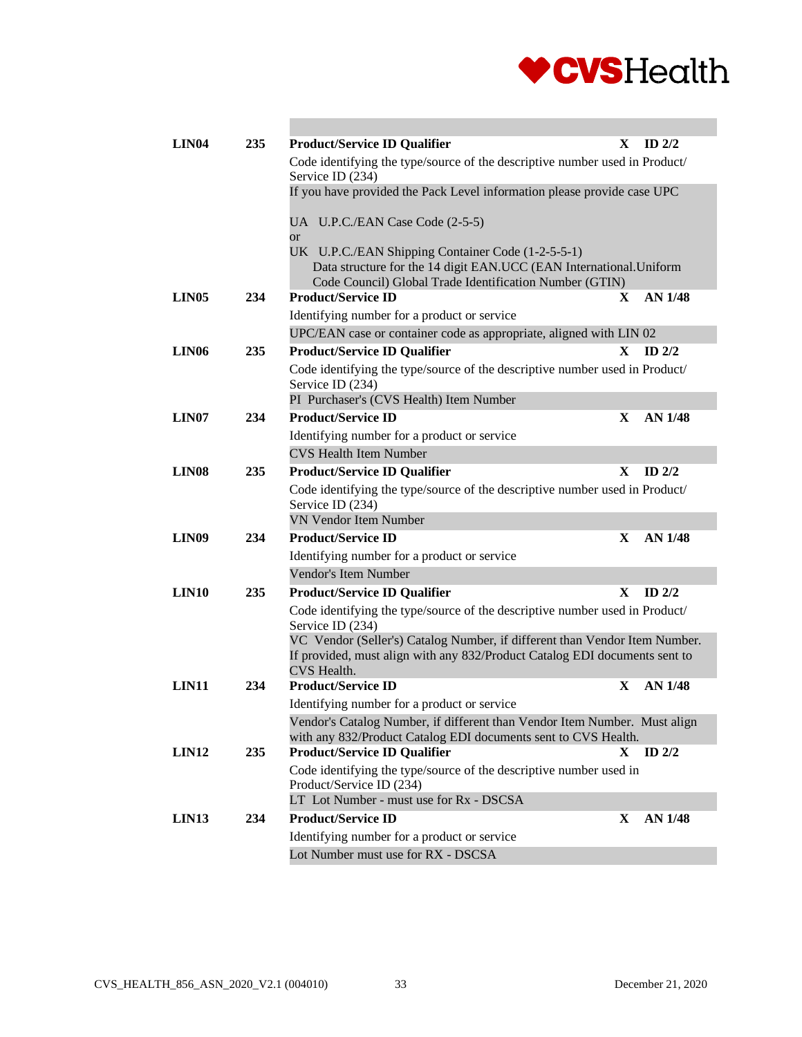| Ref | Element | Name | Req | Type |
|---|---|---|---|---|
| **LIN04** | **235** | **Product/Service ID Qualifier**<br>Code identifying the type/source of the descriptive number used in Product/ Service ID (234)<br>If you have provided the Pack Level information please provide case UPC<br><br>UA U.P.C./EAN Case Code (2-5-5)<br>or<br>UK U.P.C./EAN Shipping Container Code (1-2-5-5-1)<br>Data structure for the 14 digit EAN.UCC (EAN International.Uniform Code Council) Global Trade Identification Number (GTIN) | **X** | **ID 2/2** |
| **LIN05** | **234** | **Product/Service ID**<br>Identifying number for a product or service<br>UPC/EAN case or container code as appropriate, aligned with LIN 02 | **X** | **AN 1/48** |
| **LIN06** | **235** | **Product/Service ID Qualifier**<br>Code identifying the type/source of the descriptive number used in Product/ Service ID (234)<br>PI Purchaser's (CVS Health) Item Number | **X** | **ID 2/2** |
| **LIN07** | **234** | **Product/Service ID**<br>Identifying number for a product or service<br>CVS Health Item Number | **X** | **AN 1/48** |
| **LIN08** | **235** | **Product/Service ID Qualifier**<br>Code identifying the type/source of the descriptive number used in Product/ Service ID (234)<br>VN Vendor Item Number | **X** | **ID 2/2** |
| **LIN09** | **234** | **Product/Service ID**<br>Identifying number for a product or service<br>Vendor's Item Number | **X** | **AN 1/48** |
| **LIN10** | **235** | **Product/Service ID Qualifier**<br>Code identifying the type/source of the descriptive number used in Product/ Service ID (234)<br>VC Vendor (Seller's) Catalog Number, if different than Vendor Item Number. If provided, must align with any 832/Product Catalog EDI documents sent to CVS Health. | **X** | **ID 2/2** |
| **LIN11** | **234** | **Product/Service ID**<br>Identifying number for a product or service<br>Vendor's Catalog Number, if different than Vendor Item Number. Must align with any 832/Product Catalog EDI documents sent to CVS Health. | **X** | **AN 1/48** |
| **LIN12** | **235** | **Product/Service ID Qualifier**<br>Code identifying the type/source of the descriptive number used in Product/Service ID (234)<br>LT Lot Number - must use for Rx - DSCSA | **X** | **ID 2/2** |
| **LIN13** | **234** | **Product/Service ID**<br>Identifying number for a product or service<br>Lot Number must use for RX - DSCSA | **X** | **AN 1/48** |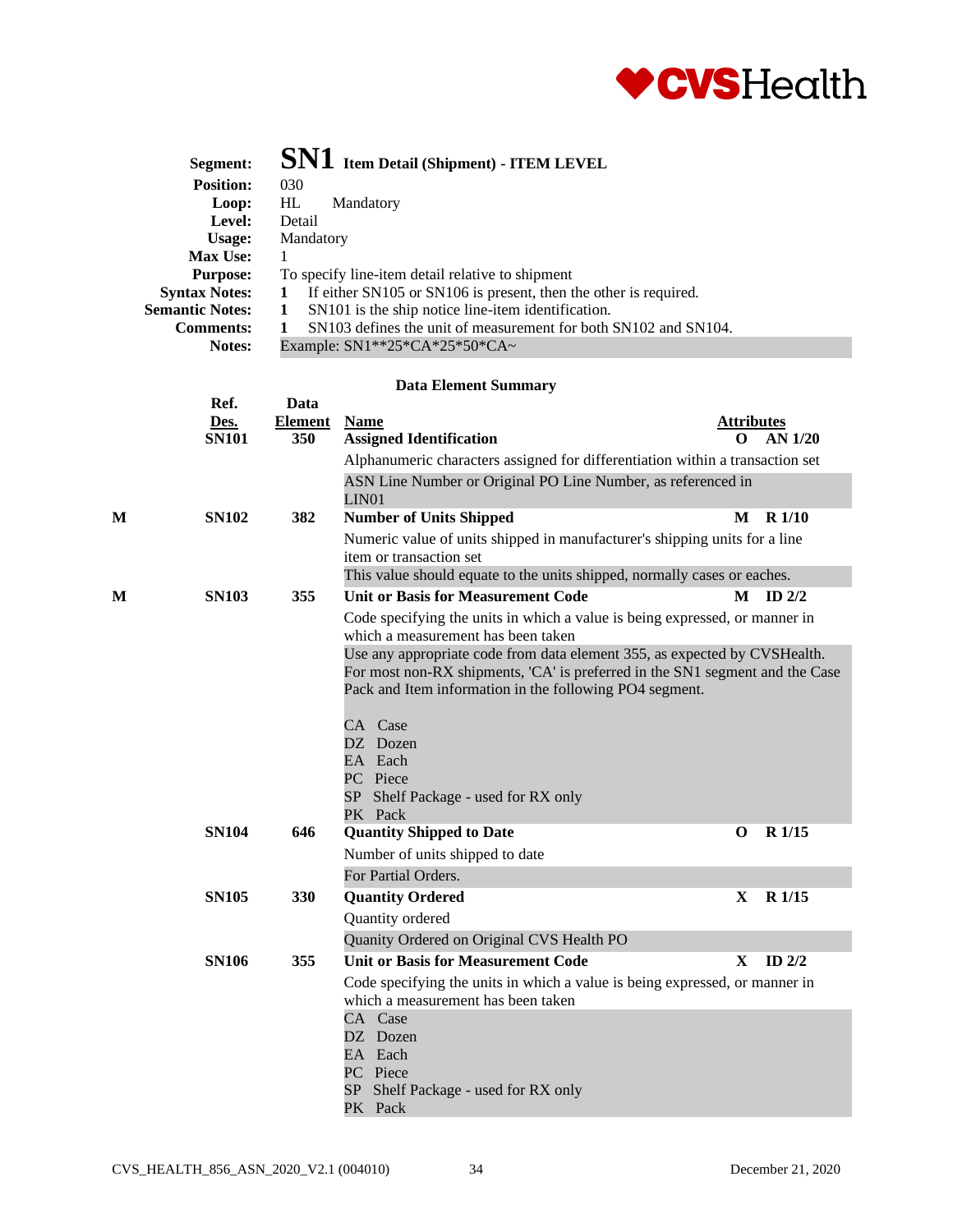**Segment:** **SN1** **Item Detail (Shipment) - ITEM LEVEL**

**Position:** 030

**Loop:** HL Mandatory

**Level:** Detail

**Usage:** Mandatory

**Max Use:** 1

**Purpose:** To specify line-item detail relative to shipment

**Syntax Notes:** **1** If either SN105 or SN106 is present, then the other is required.

**Semantic Notes:** **1** SN101 is the ship notice line-item identification.

**Comments:** **1** SN103 defines the unit of measurement for both SN102 and SN104.

**Notes:** Example: SN1**25*CA*25*50*CA~

### Data Element Summary

| | Ref. Des. | Data Element | Name | Attributes |
|---|---|---|---|---|
| | **SN101** | **350** | **Assigned Identification**<br>Alphanumeric characters assigned for differentiation within a transaction set<br>ASN Line Number or Original PO Line Number, as referenced in LIN01 | **O AN 1/20** |
| **M** | **SN102** | **382** | **Number of Units Shipped**<br>Numeric value of units shipped in manufacturer's shipping units for a line item or transaction set<br>This value should equate to the units shipped, normally cases or eaches. | **M R 1/10** |
| **M** | **SN103** | **355** | **Unit or Basis for Measurement Code**<br>Code specifying the units in which a value is being expressed, or manner in which a measurement has been taken<br>Use any appropriate code from data element 355, as expected by CVSHealth. For most non-RX shipments, 'CA' is preferred in the SN1 segment and the Case Pack and Item information in the following PO4 segment.<br><br>CA Case<br>DZ Dozen<br>EA Each<br>PC Piece<br>SP Shelf Package - used for RX only<br>PK Pack | **M ID 2/2** |
| | **SN104** | **646** | **Quantity Shipped to Date**<br>Number of units shipped to date<br>For Partial Orders. | **O R 1/15** |
| | **SN105** | **330** | **Quantity Ordered**<br>Quantity ordered<br>Quanity Ordered on Original CVS Health PO | **X R 1/15** |
| | **SN106** | **355** | **Unit or Basis for Measurement Code**<br>Code specifying the units in which a value is being expressed, or manner in which a measurement has been taken<br>CA Case<br>DZ Dozen<br>EA Each<br>PC Piece<br>SP Shelf Package - used for RX only<br>PK Pack | **X ID 2/2** |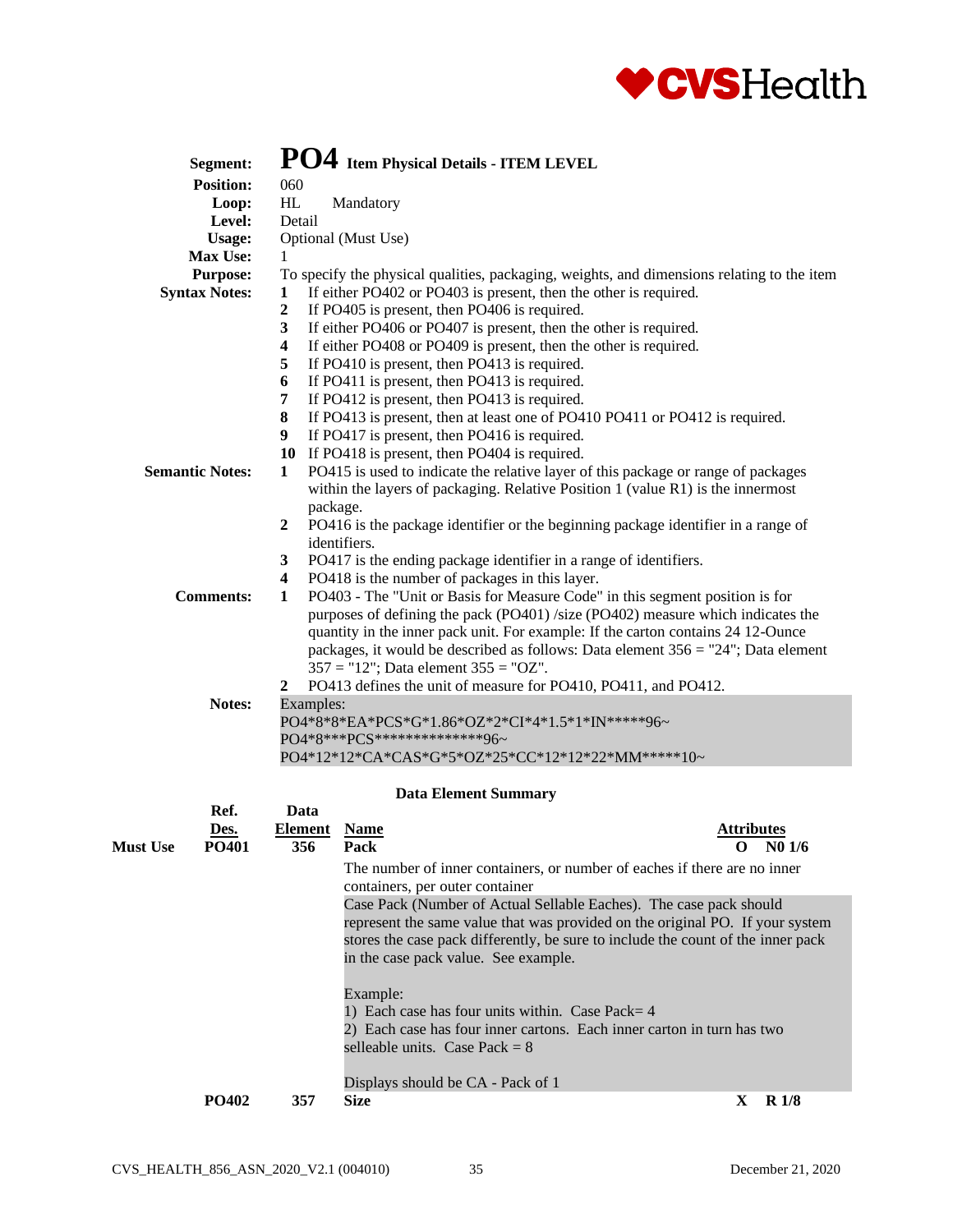**Segment:** **PO4** **Item Physical Details - ITEM LEVEL**
**Position:** 060
**Loop:** HL Mandatory
**Level:** Detail
**Usage:** Optional (Must Use)
**Max Use:** 1
**Purpose:** To specify the physical qualities, packaging, weights, and dimensions relating to the item

**Syntax Notes:**
1. If either PO402 or PO403 is present, then the other is required.
2. If PO405 is present, then PO406 is required.
3. If either PO406 or PO407 is present, then the other is required.
4. If either PO408 or PO409 is present, then the other is required.
5. If PO410 is present, then PO413 is required.
6. If PO411 is present, then PO413 is required.
7. If PO412 is present, then PO413 is required.
8. If PO413 is present, then at least one of PO410 PO411 or PO412 is required.
9. If PO417 is present, then PO416 is required.
10. If PO418 is present, then PO404 is required.

**Semantic Notes:**
1. PO415 is used to indicate the relative layer of this package or range of packages within the layers of packaging. Relative Position 1 (value R1) is the innermost package.
2. PO416 is the package identifier or the beginning package identifier in a range of identifiers.
3. PO417 is the ending package identifier in a range of identifiers.
4. PO418 is the number of packages in this layer.

**Comments:**
1. PO403 - The "Unit or Basis for Measure Code" in this segment position is for purposes of defining the pack (PO401) /size (PO402) measure which indicates the quantity in the inner pack unit. For example: If the carton contains 24 12-Ounce packages, it would be described as follows: Data element 356 = "24"; Data element 357 = "12"; Data element 355 = "OZ".
2. PO413 defines the unit of measure for PO410, PO411, and PO412.

**Notes:**
Examples:
PO4*8*8*EA*PCS*G*1.86*OZ*2*CI*4*1.5*1*IN*****96~
PO4*8***PCS***************96~
PO4*12*12*CA*CAS*G*5*OZ*25*CC*12*12*22*MM*****10~

### Data Element Summary

| | Ref. Des. | Data Element | Name | | Attributes |
|---|---|---|---|---|---|
| Must Use | PO401 | 356 | **Pack** | O | N0 1/6 |
| | | | The number of inner containers, or number of eaches if there are no inner containers, per outer container<br><br>Case Pack (Number of Actual Sellable Eaches). The case pack should represent the same value that was provided on the original PO. If your system stores the case pack differently, be sure to include the count of the inner pack in the case pack value. See example.<br><br>Example:<br>1) Each case has four units within. Case Pack= 4<br>2) Each case has four inner cartons. Each inner carton in turn has two selleable units. Case Pack = 8<br><br>Displays should be CA - Pack of 1 | | |
| | PO402 | 357 | **Size** | X | R 1/8 |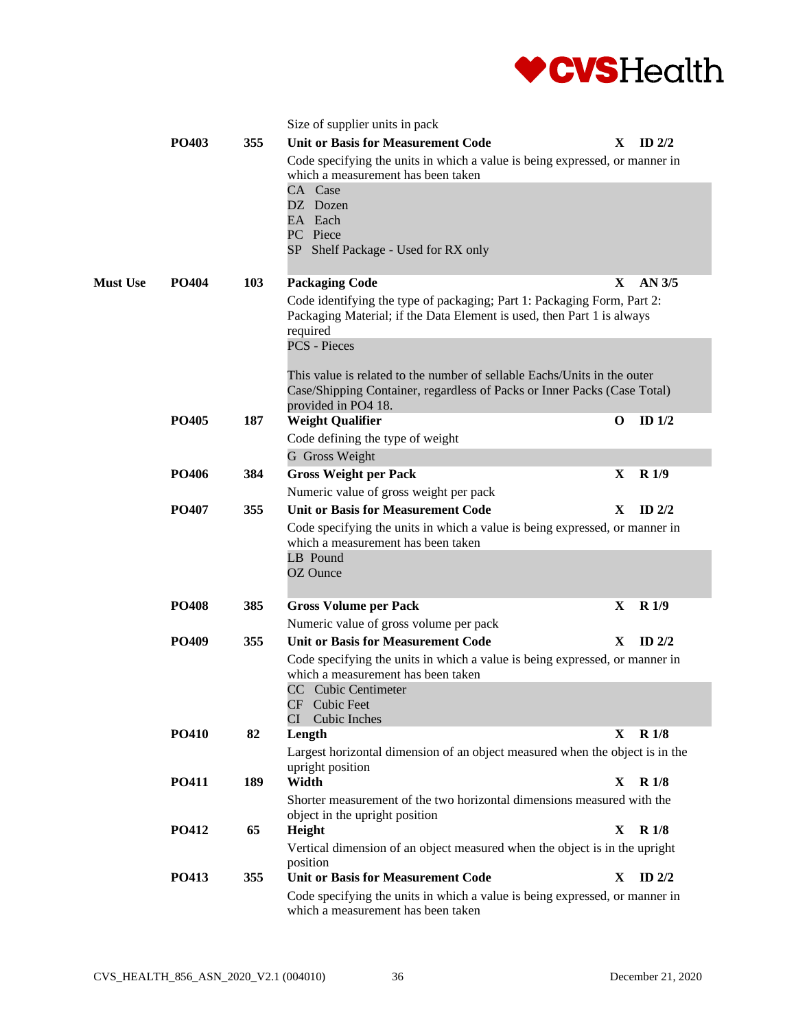| | | | Size of supplier units in pack | | |
|---|---|---|---|---|---|
| | **PO403** | **355** | **Unit or Basis for Measurement Code** | **X** | **ID 2/2** |
| | | | Code specifying the units in which a value is being expressed, or manner in which a measurement has been taken<br>CA Case<br>DZ Dozen<br>EA Each<br>PC Piece<br>SP Shelf Package - Used for RX only | | |
| **Must Use** | **PO404** | **103** | **Packaging Code** | **X** | **AN 3/5** |
| | | | Code identifying the type of packaging; Part 1: Packaging Form, Part 2: Packaging Material; if the Data Element is used, then Part 1 is always required<br>PCS - Pieces<br><br>This value is related to the number of sellable Eachs/Units in the outer Case/Shipping Container, regardless of Packs or Inner Packs (Case Total) provided in PO4 18. | | |
| | **PO405** | **187** | **Weight Qualifier** | **O** | **ID 1/2** |
| | | | Code defining the type of weight<br>G Gross Weight | | |
| | **PO406** | **384** | **Gross Weight per Pack** | **X** | **R 1/9** |
| | | | Numeric value of gross weight per pack | | |
| | **PO407** | **355** | **Unit or Basis for Measurement Code** | **X** | **ID 2/2** |
| | | | Code specifying the units in which a value is being expressed, or manner in which a measurement has been taken<br>LB Pound<br>OZ Ounce | | |
| | **PO408** | **385** | **Gross Volume per Pack** | **X** | **R 1/9** |
| | | | Numeric value of gross volume per pack | | |
| | **PO409** | **355** | **Unit or Basis for Measurement Code** | **X** | **ID 2/2** |
| | | | Code specifying the units in which a value is being expressed, or manner in which a measurement has been taken<br>CC Cubic Centimeter<br>CF Cubic Feet<br>CI Cubic Inches | | |
| | **PO410** | **82** | **Length** | **X** | **R 1/8** |
| | | | Largest horizontal dimension of an object measured when the object is in the upright position | | |
| | **PO411** | **189** | **Width** | **X** | **R 1/8** |
| | | | Shorter measurement of the two horizontal dimensions measured with the object in the upright position | | |
| | **PO412** | **65** | **Height** | **X** | **R 1/8** |
| | | | Vertical dimension of an object measured when the object is in the upright position | | |
| | **PO413** | **355** | **Unit or Basis for Measurement Code** | **X** | **ID 2/2** |
| | | | Code specifying the units in which a value is being expressed, or manner in which a measurement has been taken | | |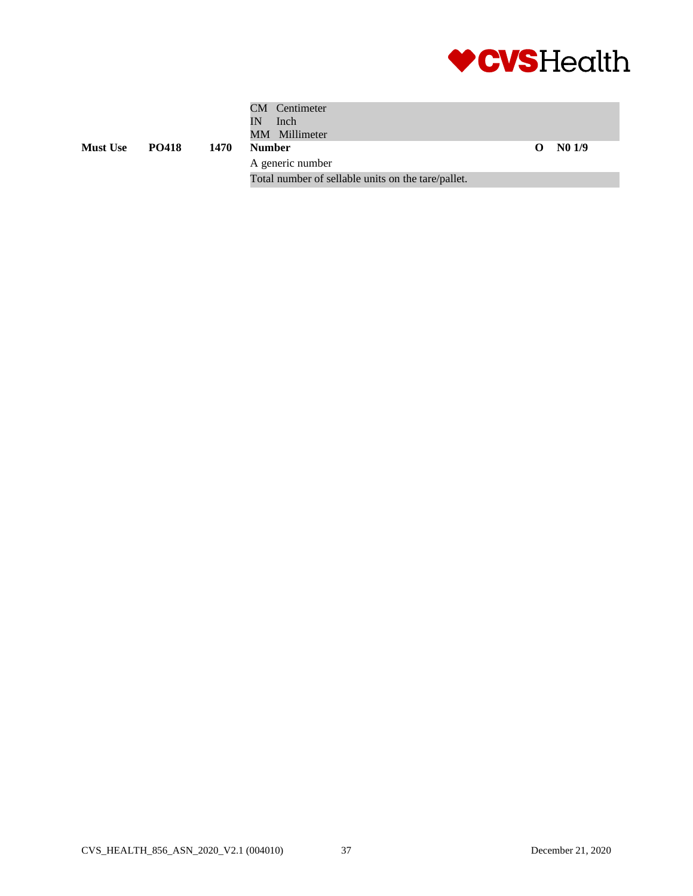| | | | CM Centimeter<br>IN Inch<br>MM Millimeter | | |
|---|---|---|---|---|---|
| **Must Use** | **PO418** | **1470** | **Number** | **O** | **N0 1/9** |
| | | | A generic number | | |
| | | | Total number of sellable units on the tare/pallet. | | |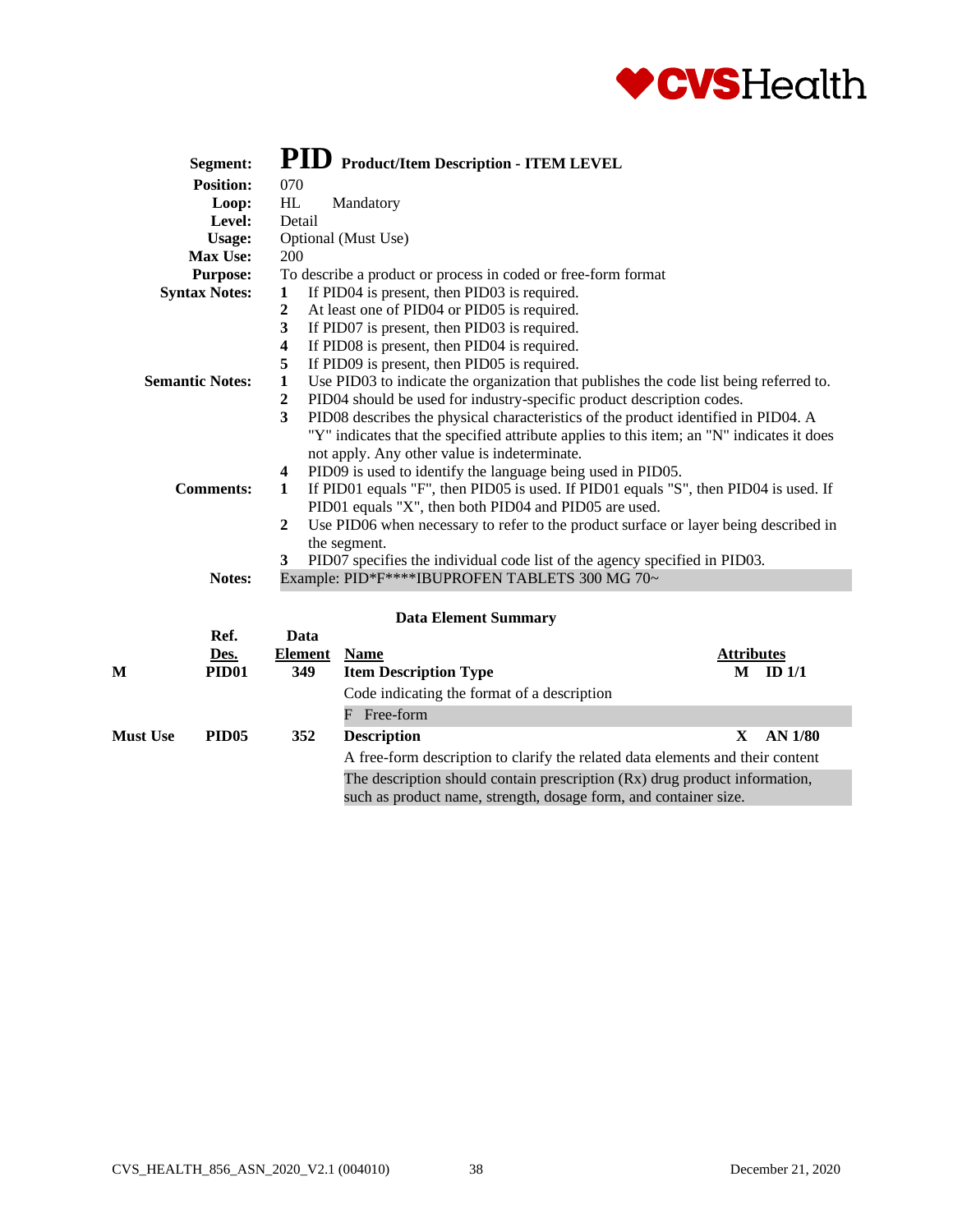**Segment:** **PID** **Product/Item Description - ITEM LEVEL**

**Position:** 070

**Loop:** HL Mandatory

**Level:** Detail

**Usage:** Optional (Must Use)

**Max Use:** 200

**Purpose:** To describe a product or process in coded or free-form format

**Syntax Notes:**
1. If PID04 is present, then PID03 is required.
2. At least one of PID04 or PID05 is required.
3. If PID07 is present, then PID03 is required.
4. If PID08 is present, then PID04 is required.
5. If PID09 is present, then PID05 is required.

**Semantic Notes:**
1. Use PID03 to indicate the organization that publishes the code list being referred to.
2. PID04 should be used for industry-specific product description codes.
3. PID08 describes the physical characteristics of the product identified in PID04. A "Y" indicates that the specified attribute applies to this item; an "N" indicates it does not apply. Any other value is indeterminate.
4. PID09 is used to identify the language being used in PID05.

**Comments:**
1. If PID01 equals "F", then PID05 is used. If PID01 equals "S", then PID04 is used. If PID01 equals "X", then both PID04 and PID05 are used.
2. Use PID06 when necessary to refer to the product surface or layer being described in the segment.
3. PID07 specifies the individual code list of the agency specified in PID03.

**Notes:** Example: PID*F****IBUPROFEN TABLETS 300 MG 70~

### Data Element Summary

| | Ref. Des. | Data Element | Name | Attributes |
|---|---|---|---|---|
| **M** | **PID01** | **349** | **Item Description Type**<br>Code indicating the format of a description<br>F Free-form | **M ID 1/1** |
| **Must Use** | **PID05** | **352** | **Description**<br>A free-form description to clarify the related data elements and their content<br>The description should contain prescription (Rx) drug product information, such as product name, strength, dosage form, and container size. | **X AN 1/80** |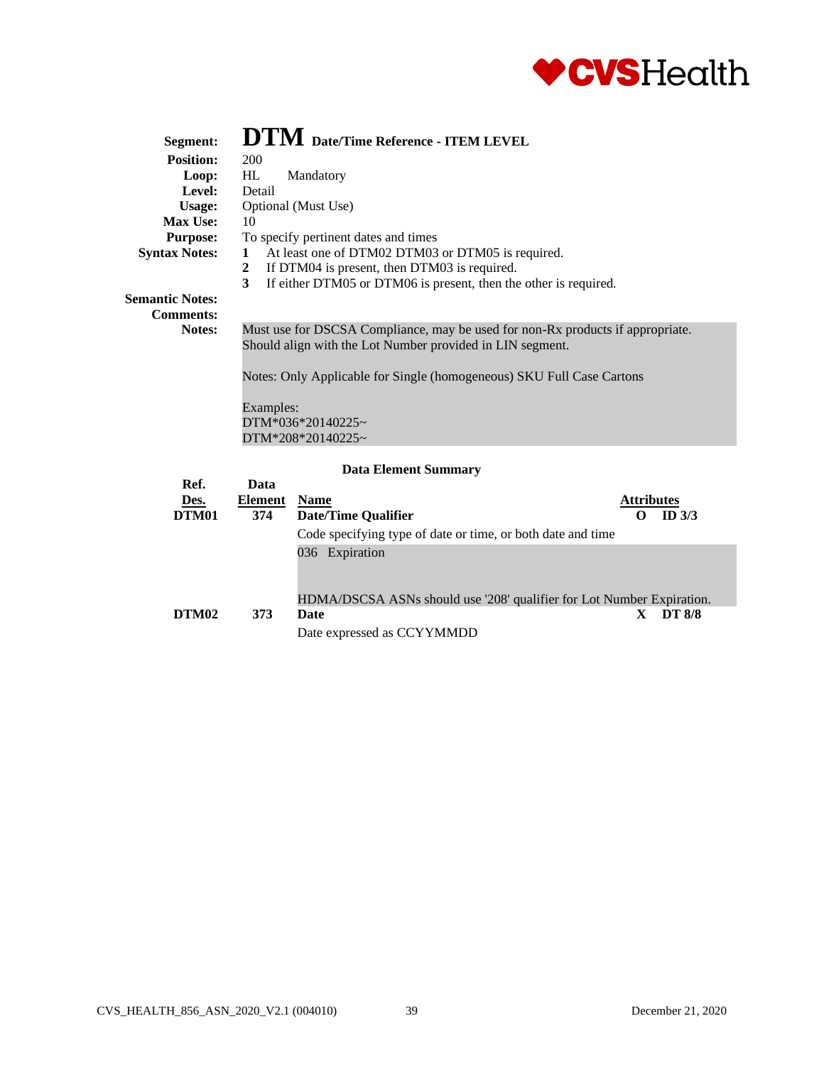# DTM Date/Time Reference - ITEM LEVEL

**Segment:** DTM Date/Time Reference - ITEM LEVEL
**Position:** 200
**Loop:** HL Mandatory
**Level:** Detail
**Usage:** Optional (Must Use)
**Max Use:** 10
**Purpose:** To specify pertinent dates and times
**Syntax Notes:**
1. At least one of DTM02 DTM03 or DTM05 is required.
2. If DTM04 is present, then DTM03 is required.
3. If either DTM05 or DTM06 is present, then the other is required.

**Semantic Notes:**
**Comments:**
**Notes:** Must use for DSCSA Compliance, may be used for non-Rx products if appropriate. Should align with the Lot Number provided in LIN segment.

Notes: Only Applicable for Single (homogeneous) SKU Full Case Cartons

Examples:
DTM*036*20140225~
DTM*208*20140225~

**Data Element Summary**

| Ref. Des. | Data Element | Name | Attributes |
|---|---|---|---|
| **DTM01** | **374** | **Date/Time Qualifier** | **O ID 3/3** |
| | | Code specifying type of date or time, or both date and time | |
| | | 036 Expiration | |
| | | HDMA/DSCSA ASNs should use '208' qualifier for Lot Number Expiration. | |
| **DTM02** | **373** | **Date** | **X DT 8/8** |
| | | Date expressed as CCYYMMDD | |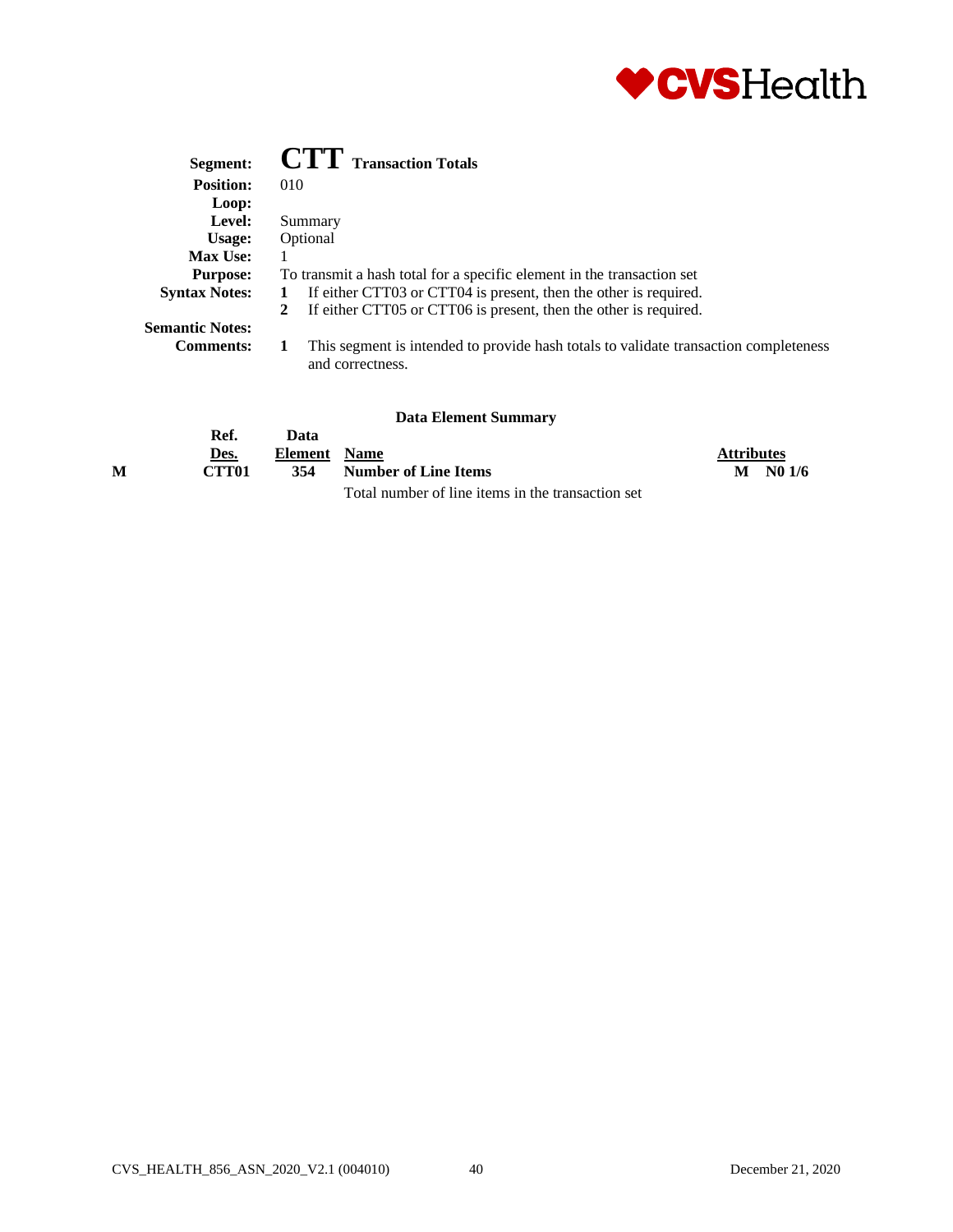**Segment:** **CTT** **Transaction Totals**
**Position:** 010
**Loop:**
**Level:** Summary
**Usage:** Optional
**Max Use:** 1
**Purpose:** To transmit a hash total for a specific element in the transaction set
**Syntax Notes:**
1. If either CTT03 or CTT04 is present, then the other is required.
2. If either CTT05 or CTT06 is present, then the other is required.

**Semantic Notes:**
**Comments:**
1. This segment is intended to provide hash totals to validate transaction completeness and correctness.

### Data Element Summary

| | Ref. Des. | Data Element | Name | Attributes |
|---|---|---|---|---|
| M | **CTT01** | **354** | **Number of Line Items**<br>Total number of line items in the transaction set | **M N0 1/6** |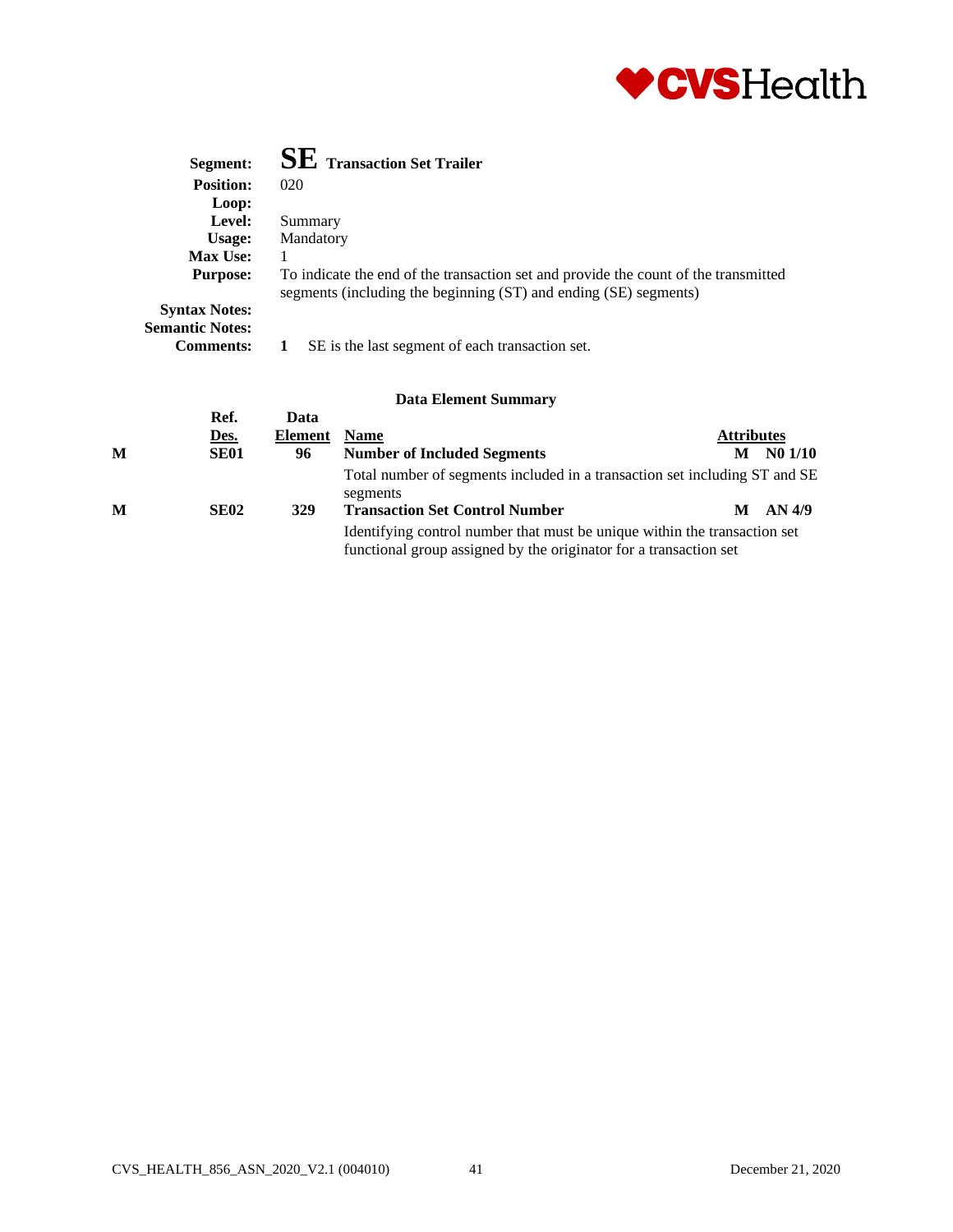**Segment:** **SE** **Transaction Set Trailer**
**Position:** 020
**Loop:**
**Level:** Summary
**Usage:** Mandatory
**Max Use:** 1
**Purpose:** To indicate the end of the transaction set and provide the count of the transmitted segments (including the beginning (ST) and ending (SE) segments)
**Syntax Notes:**
**Semantic Notes:**
**Comments:** **1** SE is the last segment of each transaction set.

### Data Element Summary

| | Ref. Des. | Data Element | Name | Attributes |
|---|---|---|---|---|
| M | **SE01** | **96** | **Number of Included Segments** | **M N0 1/10** |
| | | | Total number of segments included in a transaction set including ST and SE segments | |
| M | **SE02** | **329** | **Transaction Set Control Number** | **M AN 4/9** |
| | | | Identifying control number that must be unique within the transaction set functional group assigned by the originator for a transaction set | |